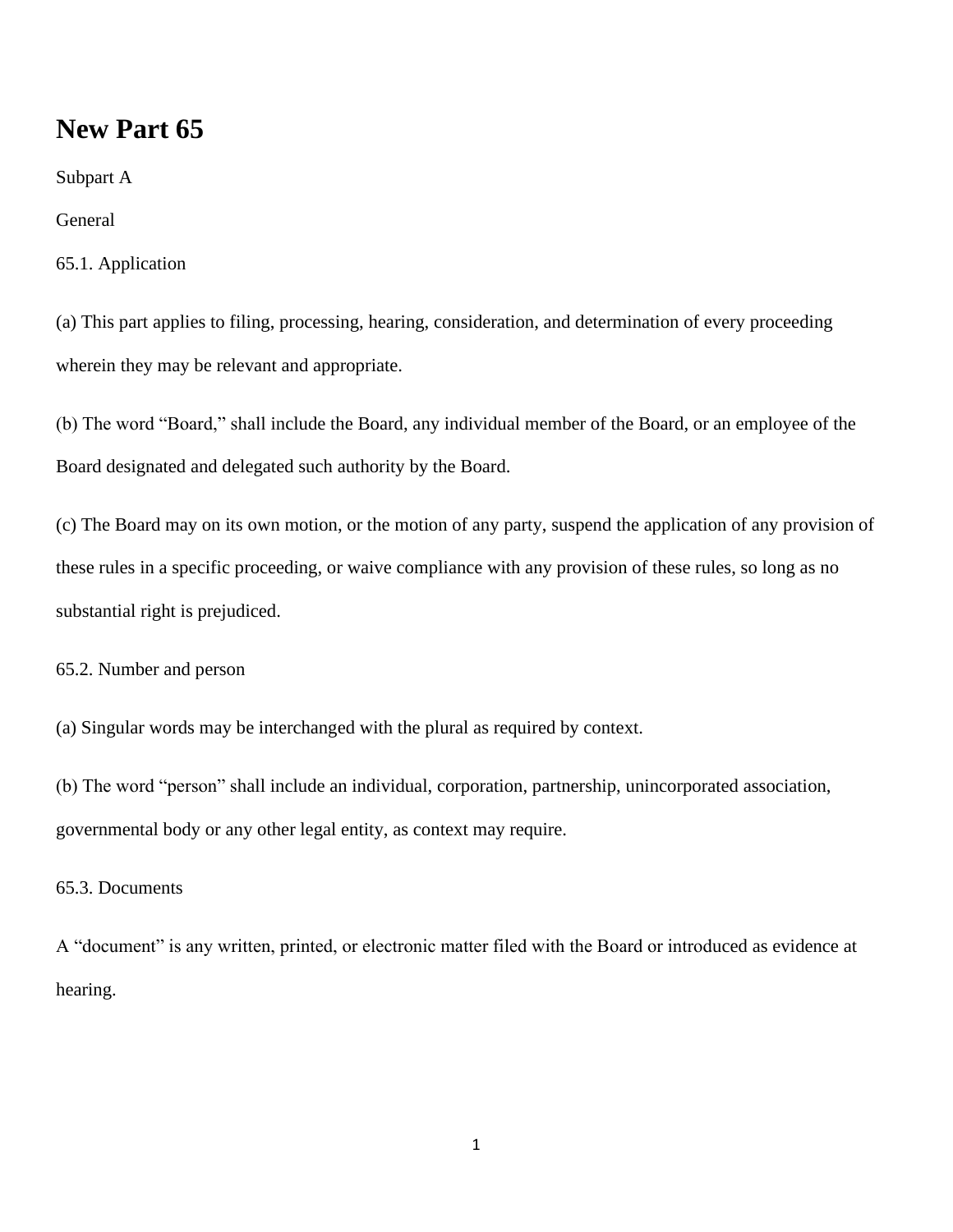# New Part 65

Subpart A

General

65.1. Application

(a) This part applies to filing, processing, hearing, consideration, and determination of every proceeding wherein they may be relevant and appropriate.

(b) The word "Board," shall include the Board, any individual member of the Board, or an employee of the Board designated and delegated such authority by the Board.

(c) The Board may on its own motion, or the motion of any party, suspend the application of any provision of these rules in a specific proceeding, or waive compliance with any provision of these rules, so long as no substantial right is prejudiced.

65.2. Number and person

(a) Singular words may be interchanged with the plural as required by context.

(b) The word "person" shall include an individual, corporation, partnership, unincorporated association, governmental body or any other legal entity, as context may require.

65.3. Documents

A "document" is any written, printed, or electronic matter filed with the Board or introduced as evidence at hearing.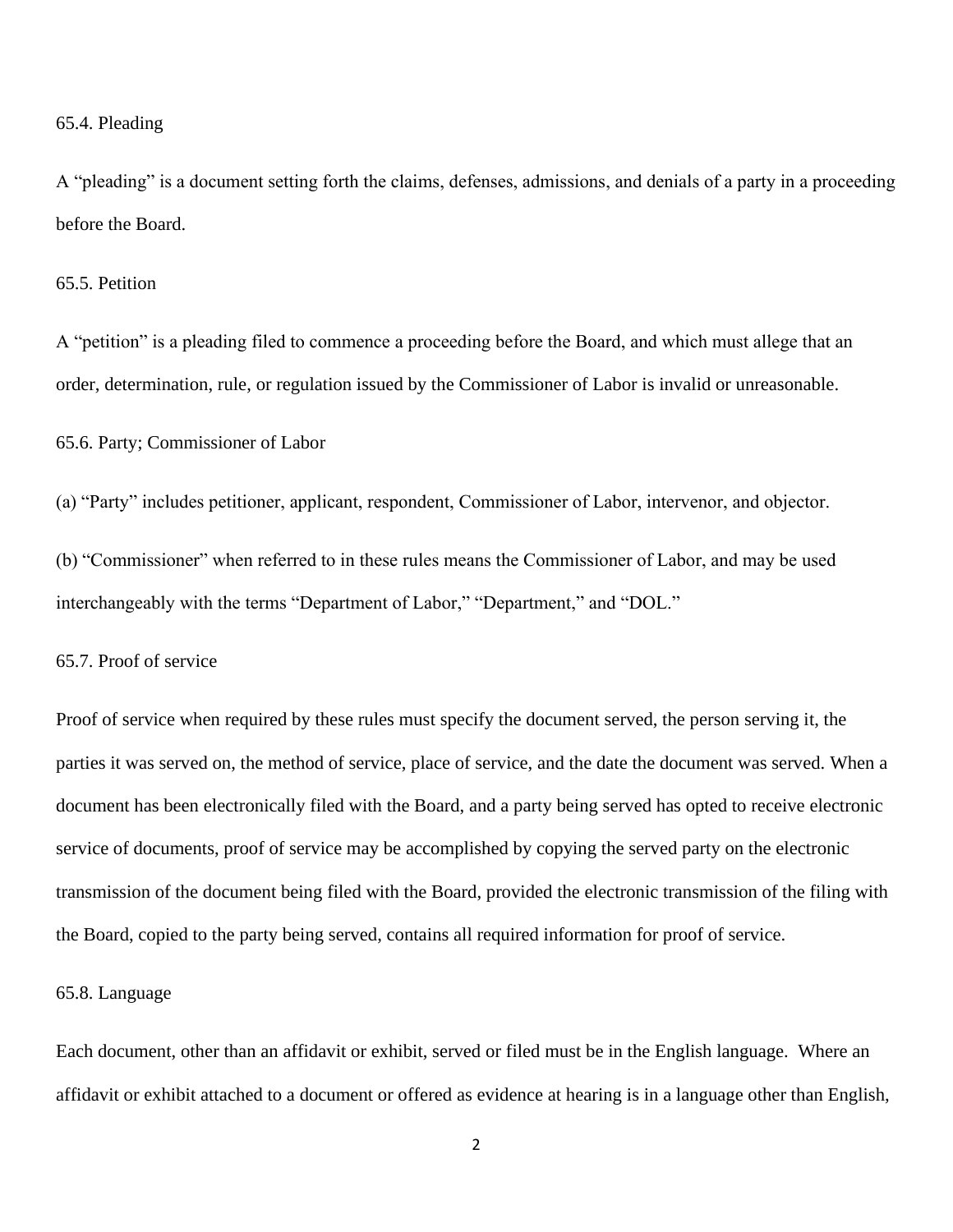65.4. Pleading

A “pleading” is a document setting forth the claims, defenses, admissions, and denials of a party in a proceeding before the Board.

65.5. Petition

A “petition” is a pleading filed to commence a proceeding before the Board, and which must allege that an order, determination, rule, or regulation issued by the Commissioner of Labor is invalid or unreasonable.

65.6. Party; Commissioner of Labor

(a) “Party” includes petitioner, applicant, respondent, Commissioner of Labor, intervenor, and objector.

(b) “Commissioner” when referred to in these rules means the Commissioner of Labor, and may be used interchangeably with the terms “Department of Labor,” “Department,” and “DOL.”

65.7. Proof of service

Proof of service when required by these rules must specify the document served, the person serving it, the parties it was served on, the method of service, place of service, and the date the document was served. When a document has been electronically filed with the Board, and a party being served has opted to receive electronic service of documents, proof of service may be accomplished by copying the served party on the electronic transmission of the document being filed with the Board, provided the electronic transmission of the filing with the Board, copied to the party being served, contains all required information for proof of service.

65.8. Language

Each document, other than an affidavit or exhibit, served or filed must be in the English language. Where an affidavit or exhibit attached to a document or offered as evidence at hearing is in a language other than English,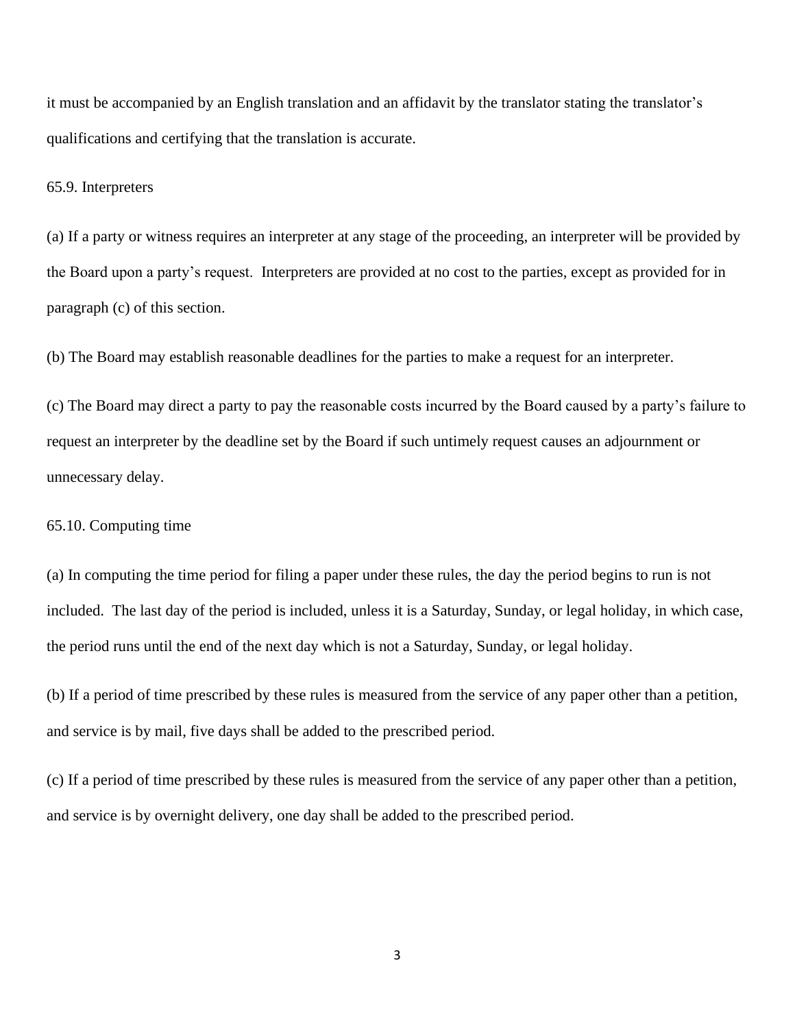it must be accompanied by an English translation and an affidavit by the translator stating the translator's qualifications and certifying that the translation is accurate.

65.9. Interpreters

(a) If a party or witness requires an interpreter at any stage of the proceeding, an interpreter will be provided by the Board upon a party's request. Interpreters are provided at no cost to the parties, except as provided for in paragraph (c) of this section.

(b) The Board may establish reasonable deadlines for the parties to make a request for an interpreter.

(c) The Board may direct a party to pay the reasonable costs incurred by the Board caused by a party's failure to request an interpreter by the deadline set by the Board if such untimely request causes an adjournment or unnecessary delay.

65.10. Computing time

(a) In computing the time period for filing a paper under these rules, the day the period begins to run is not included. The last day of the period is included, unless it is a Saturday, Sunday, or legal holiday, in which case, the period runs until the end of the next day which is not a Saturday, Sunday, or legal holiday.

(b) If a period of time prescribed by these rules is measured from the service of any paper other than a petition, and service is by mail, five days shall be added to the prescribed period.

(c) If a period of time prescribed by these rules is measured from the service of any paper other than a petition, and service is by overnight delivery, one day shall be added to the prescribed period.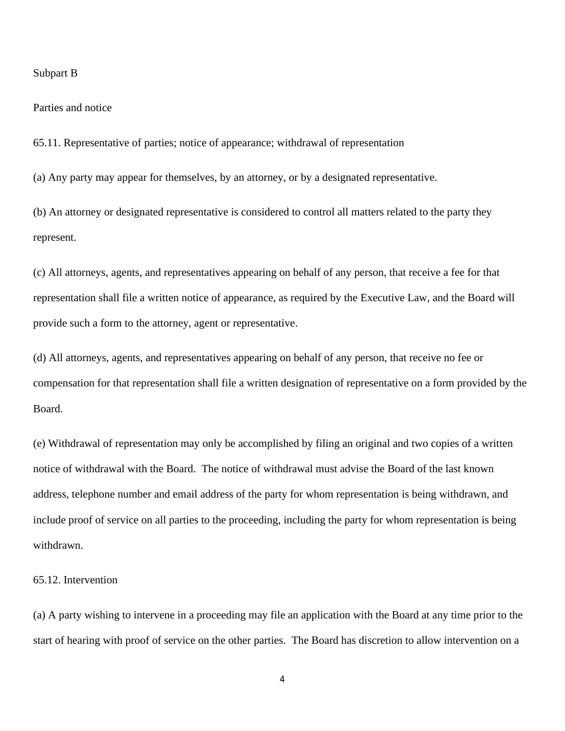## Subpart B

## Parties and notice

### 65.11. Representative of parties; notice of appearance; withdrawal of representation

(a) Any party may appear for themselves, by an attorney, or by a designated representative.

(b) An attorney or designated representative is considered to control all matters related to the party they represent.

(c) All attorneys, agents, and representatives appearing on behalf of any person, that receive a fee for that representation shall file a written notice of appearance, as required by the Executive Law, and the Board will provide such a form to the attorney, agent or representative.

(d) All attorneys, agents, and representatives appearing on behalf of any person, that receive no fee or compensation for that representation shall file a written designation of representative on a form provided by the Board.

(e) Withdrawal of representation may only be accomplished by filing an original and two copies of a written notice of withdrawal with the Board. The notice of withdrawal must advise the Board of the last known address, telephone number and email address of the party for whom representation is being withdrawn, and include proof of service on all parties to the proceeding, including the party for whom representation is being withdrawn.

### 65.12. Intervention

(a) A party wishing to intervene in a proceeding may file an application with the Board at any time prior to the start of hearing with proof of service on the other parties. The Board has discretion to allow intervention on a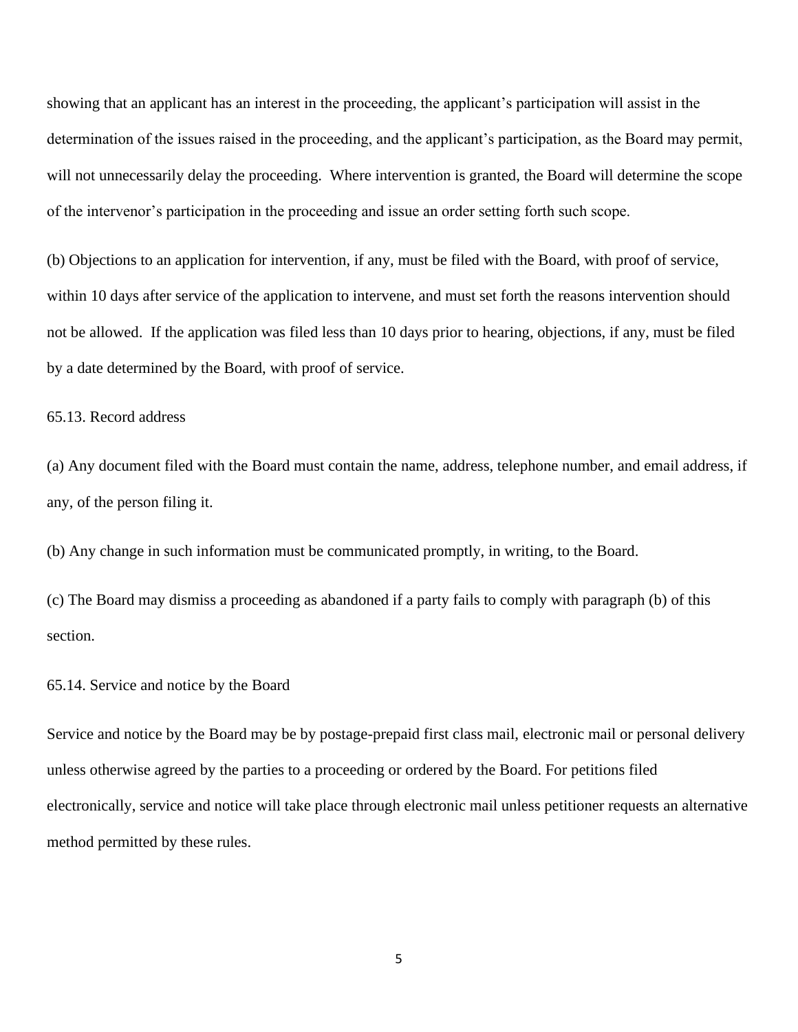showing that an applicant has an interest in the proceeding, the applicant's participation will assist in the determination of the issues raised in the proceeding, and the applicant's participation, as the Board may permit, will not unnecessarily delay the proceeding. Where intervention is granted, the Board will determine the scope of the intervenor's participation in the proceeding and issue an order setting forth such scope.

(b) Objections to an application for intervention, if any, must be filed with the Board, with proof of service, within 10 days after service of the application to intervene, and must set forth the reasons intervention should not be allowed. If the application was filed less than 10 days prior to hearing, objections, if any, must be filed by a date determined by the Board, with proof of service.

65.13. Record address

(a) Any document filed with the Board must contain the name, address, telephone number, and email address, if any, of the person filing it.

(b) Any change in such information must be communicated promptly, in writing, to the Board.

(c) The Board may dismiss a proceeding as abandoned if a party fails to comply with paragraph (b) of this section.

65.14. Service and notice by the Board

Service and notice by the Board may be by postage-prepaid first class mail, electronic mail or personal delivery unless otherwise agreed by the parties to a proceeding or ordered by the Board. For petitions filed electronically, service and notice will take place through electronic mail unless petitioner requests an alternative method permitted by these rules.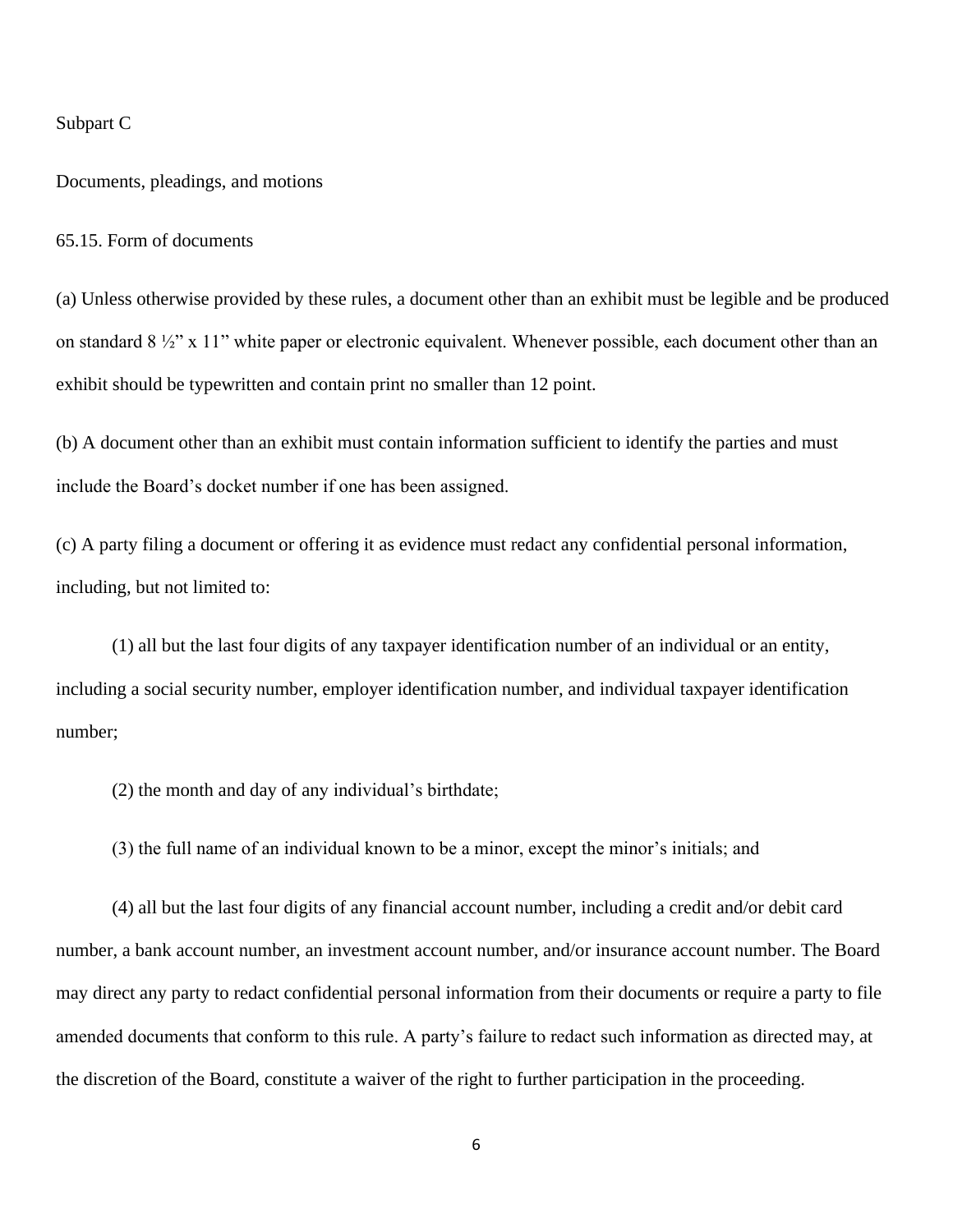## Subpart C

## Documents, pleadings, and motions

### 65.15. Form of documents

(a) Unless otherwise provided by these rules, a document other than an exhibit must be legible and be produced on standard 8 ½" x 11" white paper or electronic equivalent. Whenever possible, each document other than an exhibit should be typewritten and contain print no smaller than 12 point.

(b) A document other than an exhibit must contain information sufficient to identify the parties and must include the Board's docket number if one has been assigned.

(c) A party filing a document or offering it as evidence must redact any confidential personal information, including, but not limited to:

(1) all but the last four digits of any taxpayer identification number of an individual or an entity, including a social security number, employer identification number, and individual taxpayer identification number;

(2) the month and day of any individual's birthdate;

(3) the full name of an individual known to be a minor, except the minor's initials; and

(4) all but the last four digits of any financial account number, including a credit and/or debit card number, a bank account number, an investment account number, and/or insurance account number. The Board may direct any party to redact confidential personal information from their documents or require a party to file amended documents that conform to this rule. A party's failure to redact such information as directed may, at the discretion of the Board, constitute a waiver of the right to further participation in the proceeding.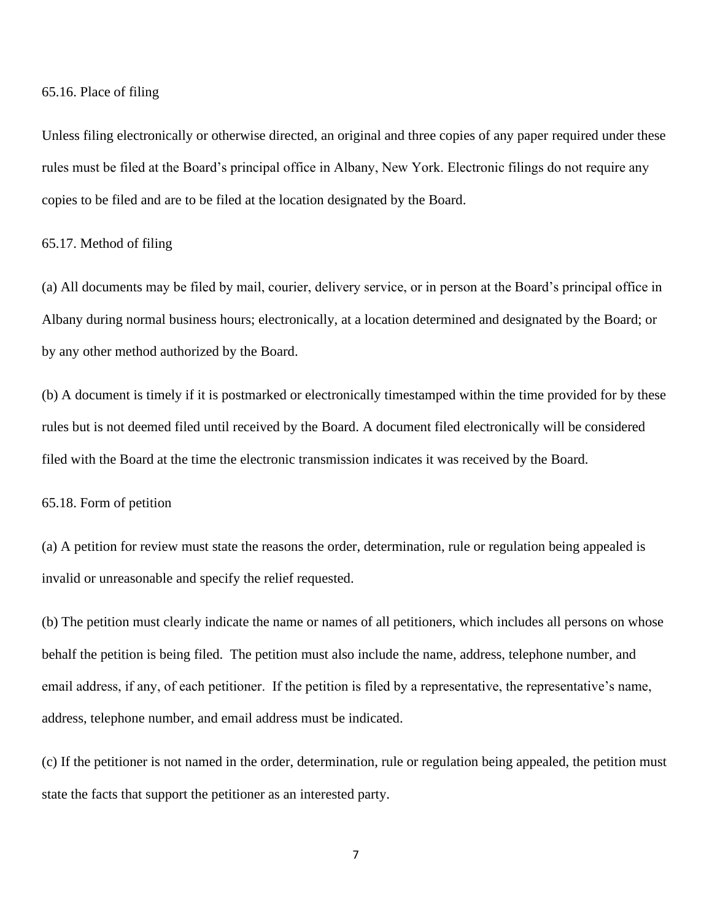### 65.16. Place of filing

Unless filing electronically or otherwise directed, an original and three copies of any paper required under these rules must be filed at the Board's principal office in Albany, New York. Electronic filings do not require any copies to be filed and are to be filed at the location designated by the Board.

### 65.17. Method of filing

(a) All documents may be filed by mail, courier, delivery service, or in person at the Board's principal office in Albany during normal business hours; electronically, at a location determined and designated by the Board; or by any other method authorized by the Board.

(b) A document is timely if it is postmarked or electronically timestamped within the time provided for by these rules but is not deemed filed until received by the Board. A document filed electronically will be considered filed with the Board at the time the electronic transmission indicates it was received by the Board.

### 65.18. Form of petition

(a) A petition for review must state the reasons the order, determination, rule or regulation being appealed is invalid or unreasonable and specify the relief requested.

(b) The petition must clearly indicate the name or names of all petitioners, which includes all persons on whose behalf the petition is being filed. The petition must also include the name, address, telephone number, and email address, if any, of each petitioner. If the petition is filed by a representative, the representative's name, address, telephone number, and email address must be indicated.

(c) If the petitioner is not named in the order, determination, rule or regulation being appealed, the petition must state the facts that support the petitioner as an interested party.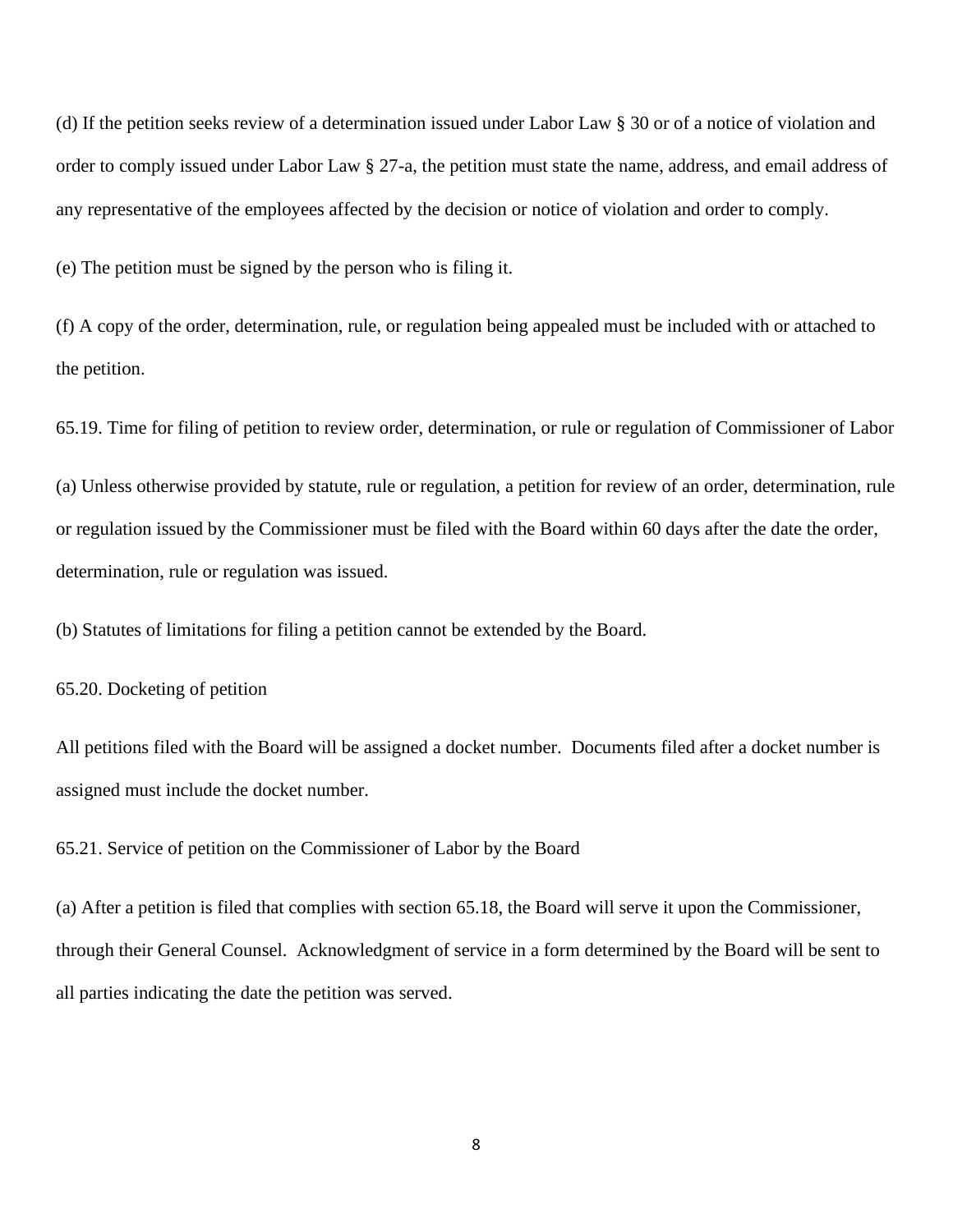(d) If the petition seeks review of a determination issued under Labor Law § 30 or of a notice of violation and order to comply issued under Labor Law § 27-a, the petition must state the name, address, and email address of any representative of the employees affected by the decision or notice of violation and order to comply.

(e) The petition must be signed by the person who is filing it.

(f) A copy of the order, determination, rule, or regulation being appealed must be included with or attached to the petition.

65.19. Time for filing of petition to review order, determination, or rule or regulation of Commissioner of Labor

(a) Unless otherwise provided by statute, rule or regulation, a petition for review of an order, determination, rule or regulation issued by the Commissioner must be filed with the Board within 60 days after the date the order, determination, rule or regulation was issued.

(b) Statutes of limitations for filing a petition cannot be extended by the Board.

65.20. Docketing of petition

All petitions filed with the Board will be assigned a docket number. Documents filed after a docket number is assigned must include the docket number.

65.21. Service of petition on the Commissioner of Labor by the Board

(a) After a petition is filed that complies with section 65.18, the Board will serve it upon the Commissioner, through their General Counsel. Acknowledgment of service in a form determined by the Board will be sent to all parties indicating the date the petition was served.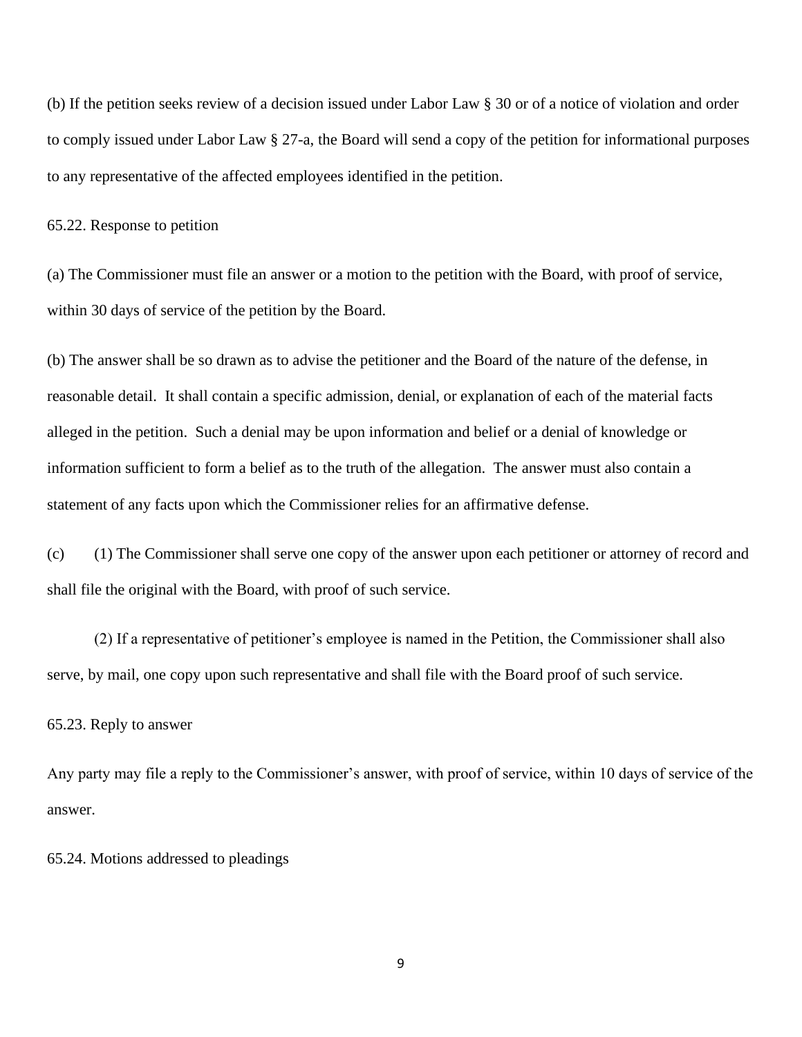(b) If the petition seeks review of a decision issued under Labor Law § 30 or of a notice of violation and order to comply issued under Labor Law § 27-a, the Board will send a copy of the petition for informational purposes to any representative of the affected employees identified in the petition.

65.22. Response to petition

(a) The Commissioner must file an answer or a motion to the petition with the Board, with proof of service, within 30 days of service of the petition by the Board.

(b) The answer shall be so drawn as to advise the petitioner and the Board of the nature of the defense, in reasonable detail. It shall contain a specific admission, denial, or explanation of each of the material facts alleged in the petition. Such a denial may be upon information and belief or a denial of knowledge or information sufficient to form a belief as to the truth of the allegation. The answer must also contain a statement of any facts upon which the Commissioner relies for an affirmative defense.

(c) (1) The Commissioner shall serve one copy of the answer upon each petitioner or attorney of record and shall file the original with the Board, with proof of such service.

(2) If a representative of petitioner's employee is named in the Petition, the Commissioner shall also serve, by mail, one copy upon such representative and shall file with the Board proof of such service.

65.23. Reply to answer

Any party may file a reply to the Commissioner's answer, with proof of service, within 10 days of service of the answer.

65.24. Motions addressed to pleadings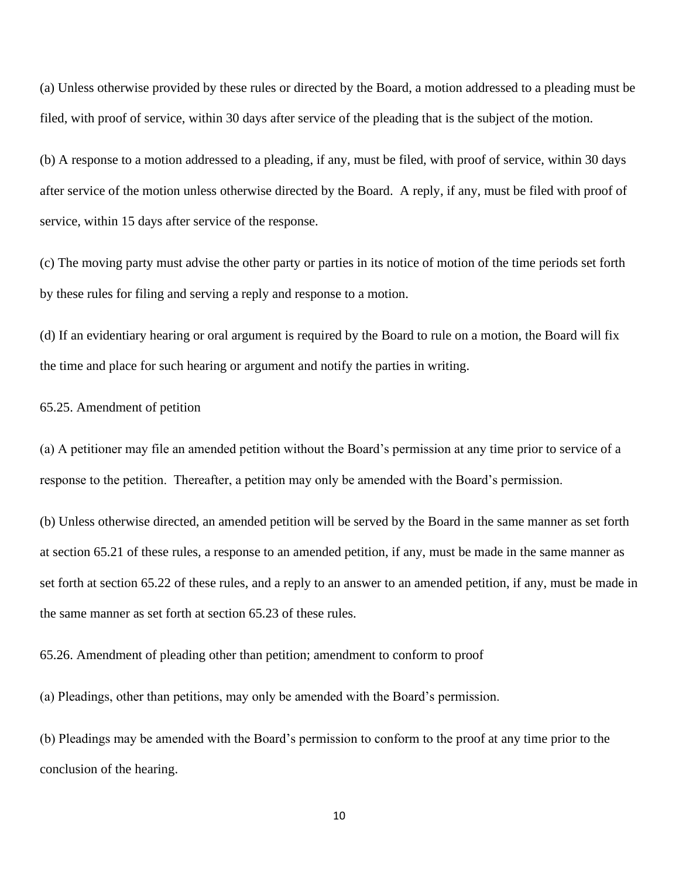(a) Unless otherwise provided by these rules or directed by the Board, a motion addressed to a pleading must be filed, with proof of service, within 30 days after service of the pleading that is the subject of the motion.

(b) A response to a motion addressed to a pleading, if any, must be filed, with proof of service, within 30 days after service of the motion unless otherwise directed by the Board. A reply, if any, must be filed with proof of service, within 15 days after service of the response.

(c) The moving party must advise the other party or parties in its notice of motion of the time periods set forth by these rules for filing and serving a reply and response to a motion.

(d) If an evidentiary hearing or oral argument is required by the Board to rule on a motion, the Board will fix the time and place for such hearing or argument and notify the parties in writing.

65.25. Amendment of petition

(a) A petitioner may file an amended petition without the Board's permission at any time prior to service of a response to the petition. Thereafter, a petition may only be amended with the Board's permission.

(b) Unless otherwise directed, an amended petition will be served by the Board in the same manner as set forth at section 65.21 of these rules, a response to an amended petition, if any, must be made in the same manner as set forth at section 65.22 of these rules, and a reply to an answer to an amended petition, if any, must be made in the same manner as set forth at section 65.23 of these rules.

65.26. Amendment of pleading other than petition; amendment to conform to proof

(a) Pleadings, other than petitions, may only be amended with the Board's permission.

(b) Pleadings may be amended with the Board's permission to conform to the proof at any time prior to the conclusion of the hearing.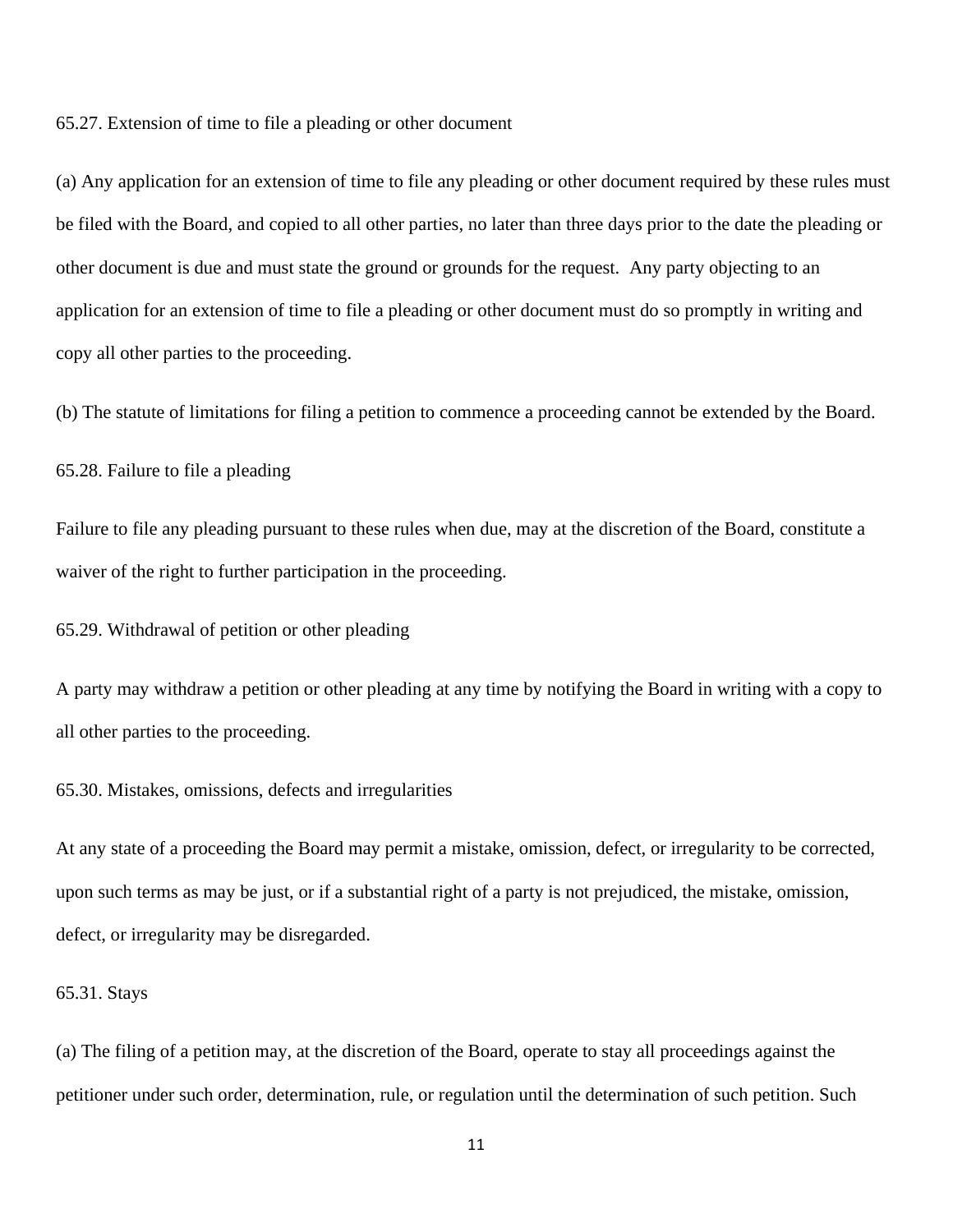65.27. Extension of time to file a pleading or other document

(a) Any application for an extension of time to file any pleading or other document required by these rules must be filed with the Board, and copied to all other parties, no later than three days prior to the date the pleading or other document is due and must state the ground or grounds for the request.  Any party objecting to an application for an extension of time to file a pleading or other document must do so promptly in writing and copy all other parties to the proceeding.

(b) The statute of limitations for filing a petition to commence a proceeding cannot be extended by the Board.

65.28. Failure to file a pleading

Failure to file any pleading pursuant to these rules when due, may at the discretion of the Board, constitute a waiver of the right to further participation in the proceeding.

65.29. Withdrawal of petition or other pleading

A party may withdraw a petition or other pleading at any time by notifying the Board in writing with a copy to all other parties to the proceeding.

65.30. Mistakes, omissions, defects and irregularities

At any state of a proceeding the Board may permit a mistake, omission, defect, or irregularity to be corrected, upon such terms as may be just, or if a substantial right of a party is not prejudiced, the mistake, omission, defect, or irregularity may be disregarded.

65.31. Stays

(a) The filing of a petition may, at the discretion of the Board, operate to stay all proceedings against the petitioner under such order, determination, rule, or regulation until the determination of such petition. Such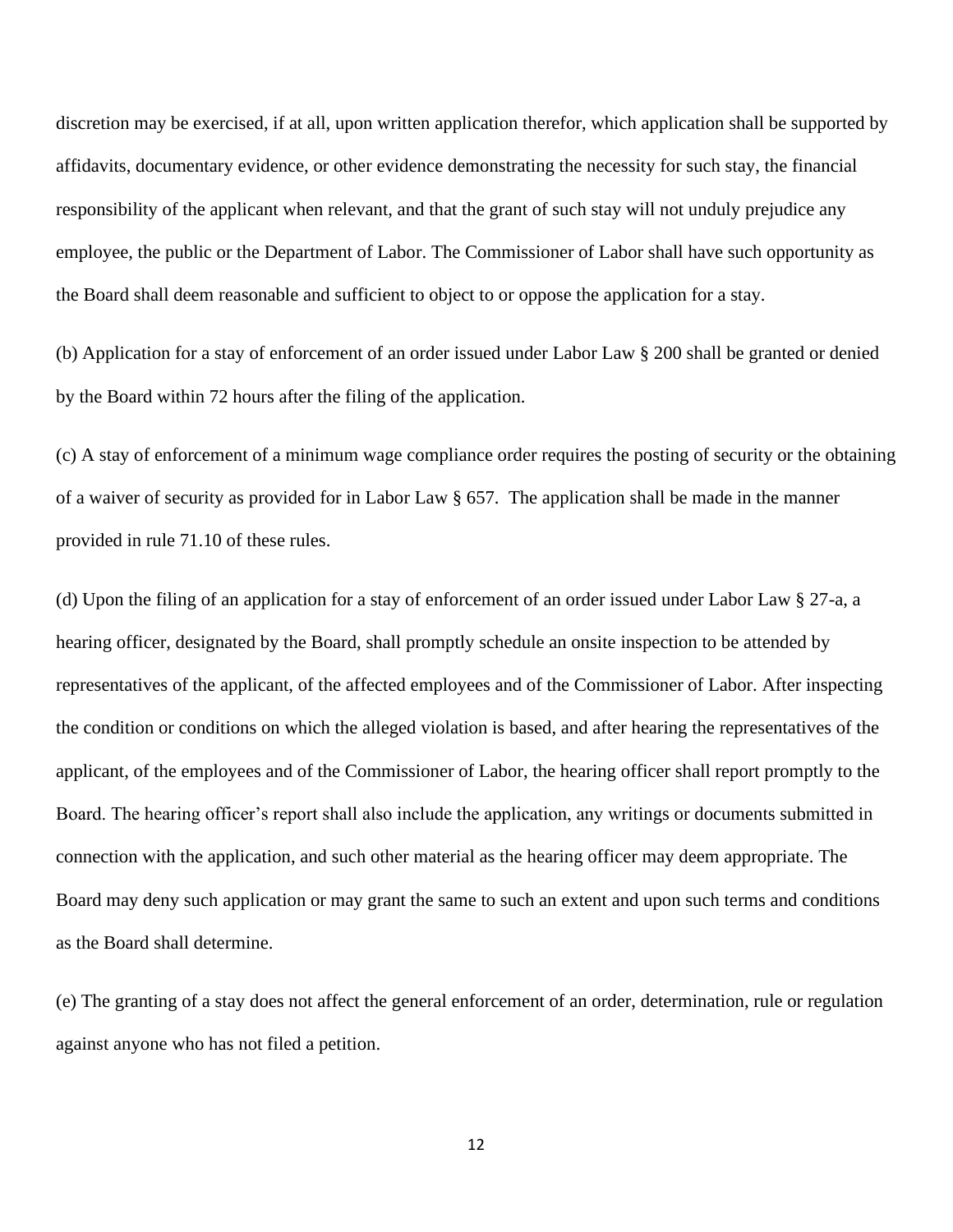discretion may be exercised, if at all, upon written application therefor, which application shall be supported by affidavits, documentary evidence, or other evidence demonstrating the necessity for such stay, the financial responsibility of the applicant when relevant, and that the grant of such stay will not unduly prejudice any employee, the public or the Department of Labor. The Commissioner of Labor shall have such opportunity as the Board shall deem reasonable and sufficient to object to or oppose the application for a stay.

(b) Application for a stay of enforcement of an order issued under Labor Law § 200 shall be granted or denied by the Board within 72 hours after the filing of the application.

(c) A stay of enforcement of a minimum wage compliance order requires the posting of security or the obtaining of a waiver of security as provided for in Labor Law § 657. The application shall be made in the manner provided in rule 71.10 of these rules.

(d) Upon the filing of an application for a stay of enforcement of an order issued under Labor Law § 27-a, a hearing officer, designated by the Board, shall promptly schedule an onsite inspection to be attended by representatives of the applicant, of the affected employees and of the Commissioner of Labor. After inspecting the condition or conditions on which the alleged violation is based, and after hearing the representatives of the applicant, of the employees and of the Commissioner of Labor, the hearing officer shall report promptly to the Board. The hearing officer's report shall also include the application, any writings or documents submitted in connection with the application, and such other material as the hearing officer may deem appropriate. The Board may deny such application or may grant the same to such an extent and upon such terms and conditions as the Board shall determine.

(e) The granting of a stay does not affect the general enforcement of an order, determination, rule or regulation against anyone who has not filed a petition.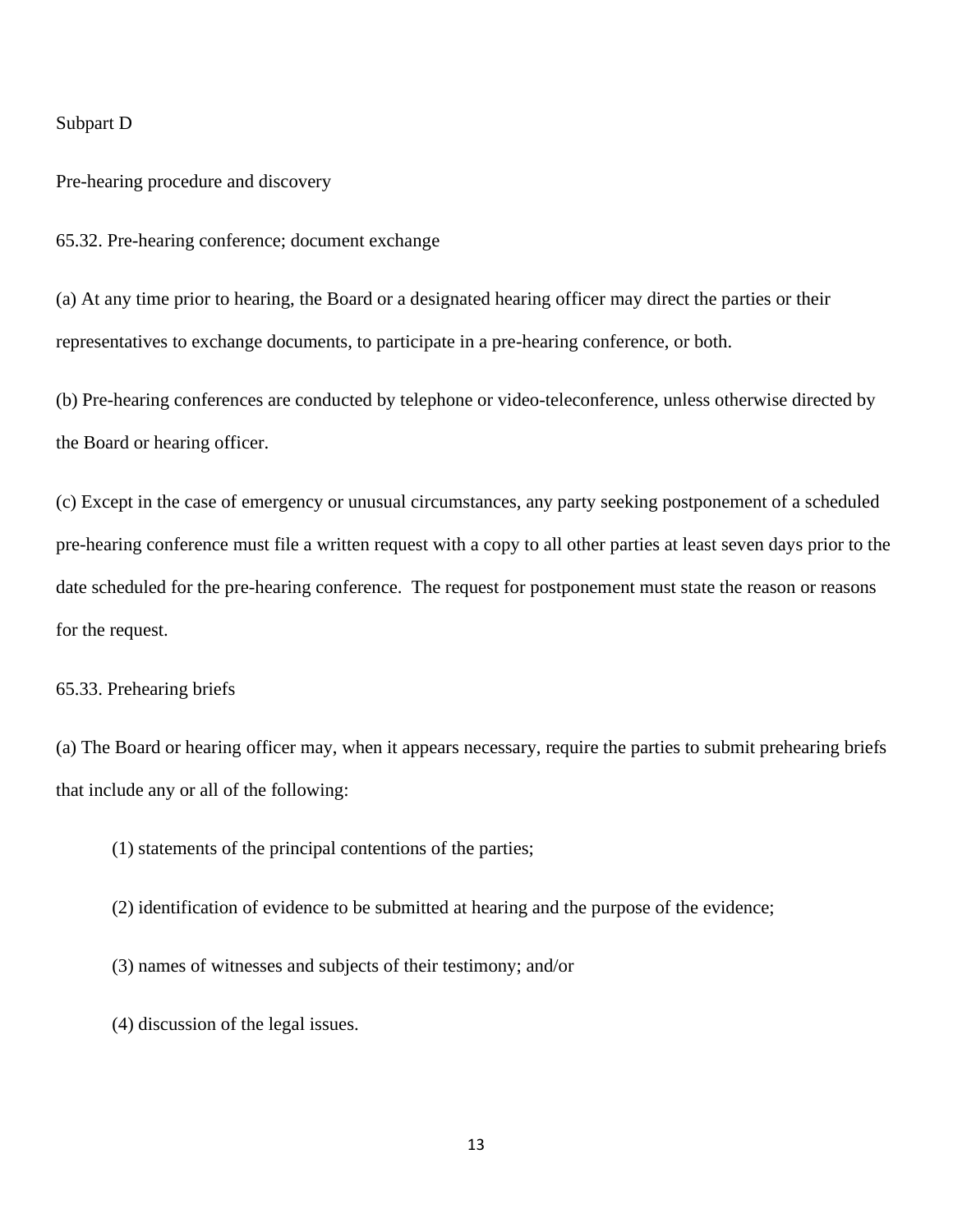## Subpart D

## Pre-hearing procedure and discovery

### 65.32. Pre-hearing conference; document exchange

(a) At any time prior to hearing, the Board or a designated hearing officer may direct the parties or their representatives to exchange documents, to participate in a pre-hearing conference, or both.

(b) Pre-hearing conferences are conducted by telephone or video-teleconference, unless otherwise directed by the Board or hearing officer.

(c) Except in the case of emergency or unusual circumstances, any party seeking postponement of a scheduled pre-hearing conference must file a written request with a copy to all other parties at least seven days prior to the date scheduled for the pre-hearing conference. The request for postponement must state the reason or reasons for the request.

### 65.33. Prehearing briefs

(a) The Board or hearing officer may, when it appears necessary, require the parties to submit prehearing briefs that include any or all of the following:

(1) statements of the principal contentions of the parties;

(2) identification of evidence to be submitted at hearing and the purpose of the evidence;

(3) names of witnesses and subjects of their testimony; and/or

(4) discussion of the legal issues.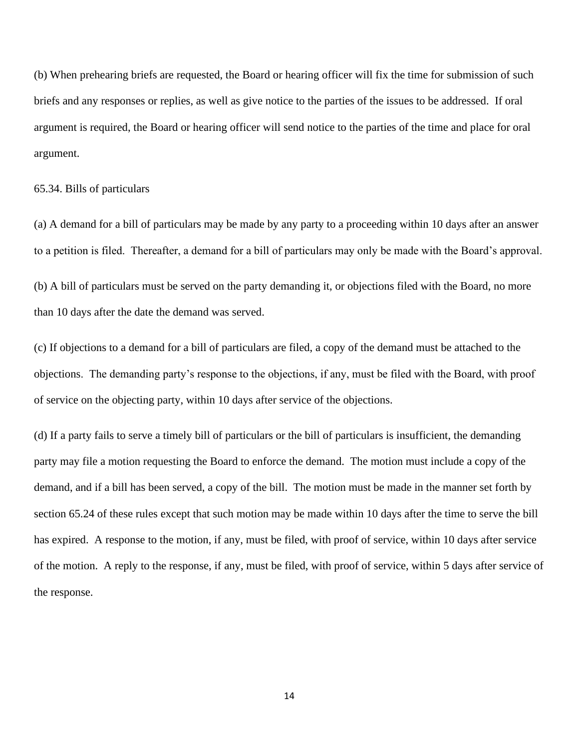(b) When prehearing briefs are requested, the Board or hearing officer will fix the time for submission of such briefs and any responses or replies, as well as give notice to the parties of the issues to be addressed. If oral argument is required, the Board or hearing officer will send notice to the parties of the time and place for oral argument.

65.34. Bills of particulars

(a) A demand for a bill of particulars may be made by any party to a proceeding within 10 days after an answer to a petition is filed. Thereafter, a demand for a bill of particulars may only be made with the Board's approval.

(b) A bill of particulars must be served on the party demanding it, or objections filed with the Board, no more than 10 days after the date the demand was served.

(c) If objections to a demand for a bill of particulars are filed, a copy of the demand must be attached to the objections. The demanding party's response to the objections, if any, must be filed with the Board, with proof of service on the objecting party, within 10 days after service of the objections.

(d) If a party fails to serve a timely bill of particulars or the bill of particulars is insufficient, the demanding party may file a motion requesting the Board to enforce the demand. The motion must include a copy of the demand, and if a bill has been served, a copy of the bill. The motion must be made in the manner set forth by section 65.24 of these rules except that such motion may be made within 10 days after the time to serve the bill has expired. A response to the motion, if any, must be filed, with proof of service, within 10 days after service of the motion. A reply to the response, if any, must be filed, with proof of service, within 5 days after service of the response.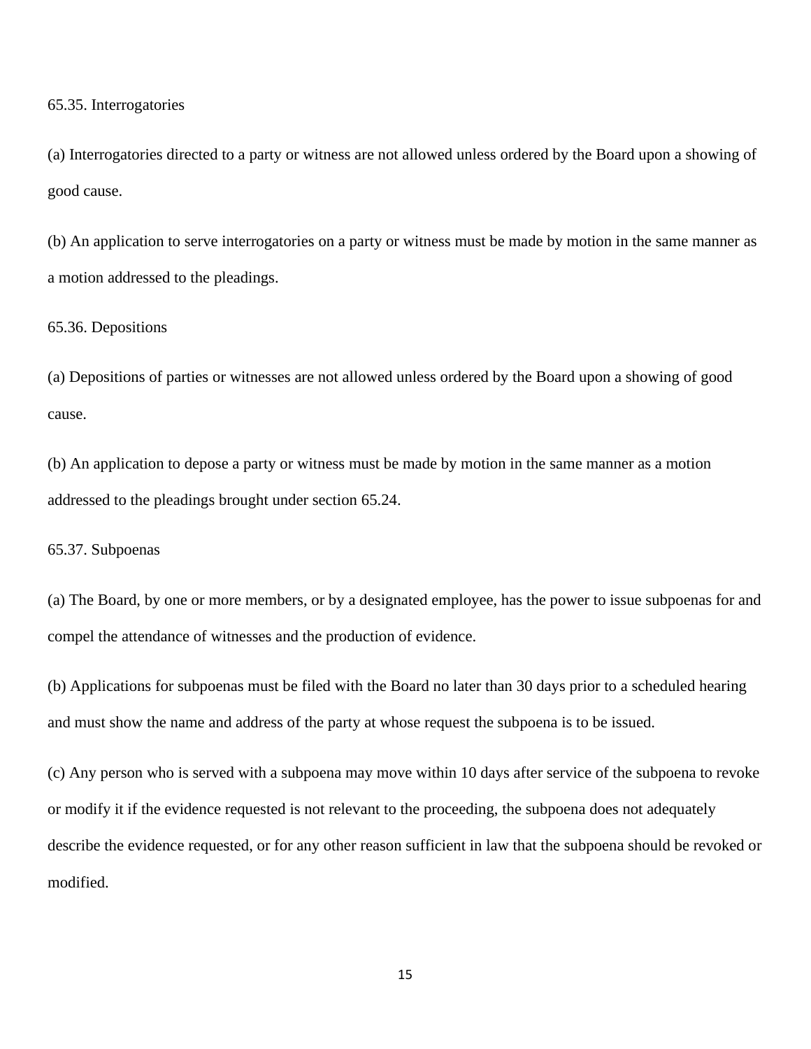65.35. Interrogatories

(a) Interrogatories directed to a party or witness are not allowed unless ordered by the Board upon a showing of good cause.

(b) An application to serve interrogatories on a party or witness must be made by motion in the same manner as a motion addressed to the pleadings.

65.36. Depositions

(a) Depositions of parties or witnesses are not allowed unless ordered by the Board upon a showing of good cause.

(b) An application to depose a party or witness must be made by motion in the same manner as a motion addressed to the pleadings brought under section 65.24.

65.37. Subpoenas

(a) The Board, by one or more members, or by a designated employee, has the power to issue subpoenas for and compel the attendance of witnesses and the production of evidence.

(b) Applications for subpoenas must be filed with the Board no later than 30 days prior to a scheduled hearing and must show the name and address of the party at whose request the subpoena is to be issued.

(c) Any person who is served with a subpoena may move within 10 days after service of the subpoena to revoke or modify it if the evidence requested is not relevant to the proceeding, the subpoena does not adequately describe the evidence requested, or for any other reason sufficient in law that the subpoena should be revoked or modified.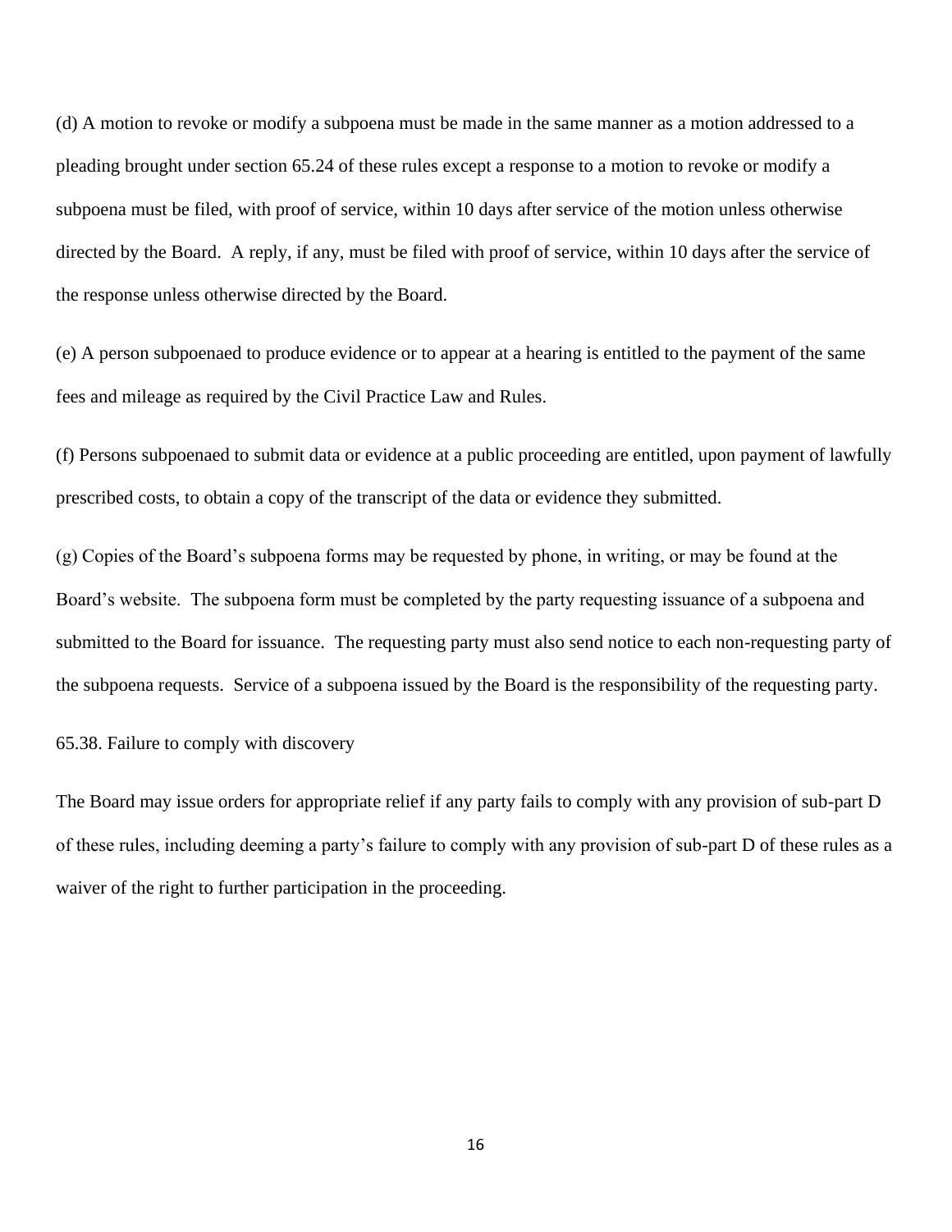(d) A motion to revoke or modify a subpoena must be made in the same manner as a motion addressed to a pleading brought under section 65.24 of these rules except a response to a motion to revoke or modify a subpoena must be filed, with proof of service, within 10 days after service of the motion unless otherwise directed by the Board. A reply, if any, must be filed with proof of service, within 10 days after the service of the response unless otherwise directed by the Board.

(e) A person subpoenaed to produce evidence or to appear at a hearing is entitled to the payment of the same fees and mileage as required by the Civil Practice Law and Rules.

(f) Persons subpoenaed to submit data or evidence at a public proceeding are entitled, upon payment of lawfully prescribed costs, to obtain a copy of the transcript of the data or evidence they submitted.

(g) Copies of the Board's subpoena forms may be requested by phone, in writing, or may be found at the Board's website. The subpoena form must be completed by the party requesting issuance of a subpoena and submitted to the Board for issuance. The requesting party must also send notice to each non-requesting party of the subpoena requests. Service of a subpoena issued by the Board is the responsibility of the requesting party.

65.38. Failure to comply with discovery

The Board may issue orders for appropriate relief if any party fails to comply with any provision of sub-part D of these rules, including deeming a party's failure to comply with any provision of sub-part D of these rules as a waiver of the right to further participation in the proceeding.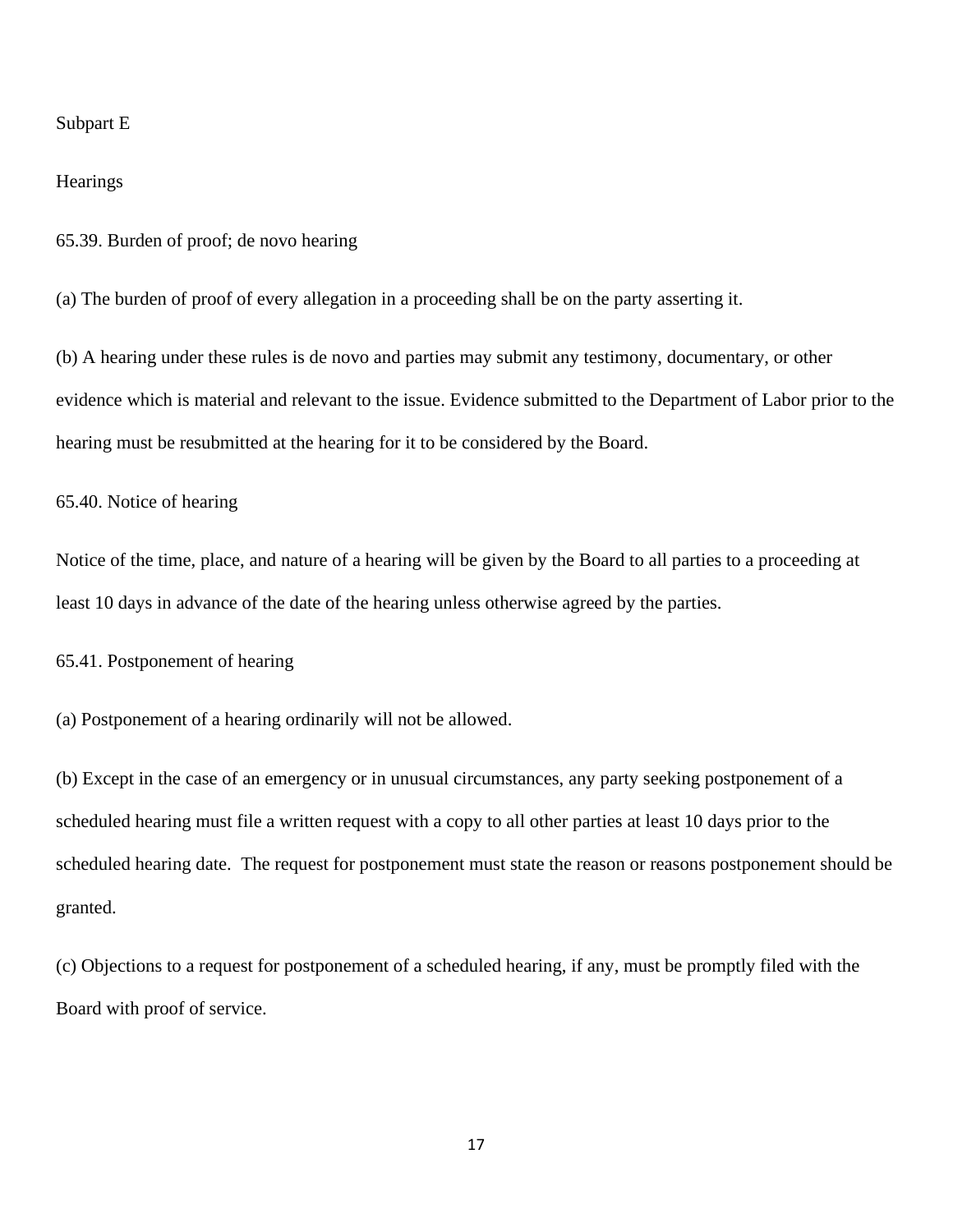## Subpart E

## Hearings

### 65.39. Burden of proof; de novo hearing

(a) The burden of proof of every allegation in a proceeding shall be on the party asserting it.

(b) A hearing under these rules is de novo and parties may submit any testimony, documentary, or other evidence which is material and relevant to the issue. Evidence submitted to the Department of Labor prior to the hearing must be resubmitted at the hearing for it to be considered by the Board.

### 65.40. Notice of hearing

Notice of the time, place, and nature of a hearing will be given by the Board to all parties to a proceeding at least 10 days in advance of the date of the hearing unless otherwise agreed by the parties.

### 65.41. Postponement of hearing

(a) Postponement of a hearing ordinarily will not be allowed.

(b) Except in the case of an emergency or in unusual circumstances, any party seeking postponement of a scheduled hearing must file a written request with a copy to all other parties at least 10 days prior to the scheduled hearing date. The request for postponement must state the reason or reasons postponement should be granted.

(c) Objections to a request for postponement of a scheduled hearing, if any, must be promptly filed with the Board with proof of service.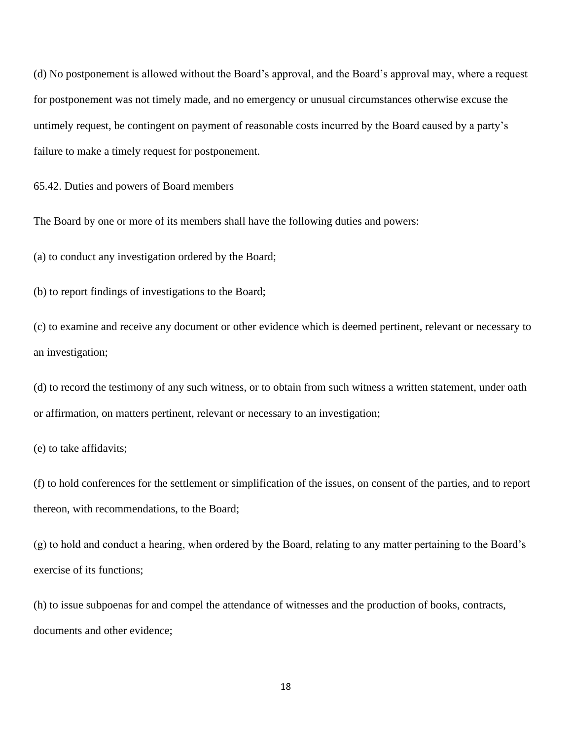(d) No postponement is allowed without the Board's approval, and the Board's approval may, where a request for postponement was not timely made, and no emergency or unusual circumstances otherwise excuse the untimely request, be contingent on payment of reasonable costs incurred by the Board caused by a party's failure to make a timely request for postponement.

65.42. Duties and powers of Board members

The Board by one or more of its members shall have the following duties and powers:

(a) to conduct any investigation ordered by the Board;

(b) to report findings of investigations to the Board;

(c) to examine and receive any document or other evidence which is deemed pertinent, relevant or necessary to an investigation;

(d) to record the testimony of any such witness, or to obtain from such witness a written statement, under oath or affirmation, on matters pertinent, relevant or necessary to an investigation;

(e) to take affidavits;

(f) to hold conferences for the settlement or simplification of the issues, on consent of the parties, and to report thereon, with recommendations, to the Board;

(g) to hold and conduct a hearing, when ordered by the Board, relating to any matter pertaining to the Board's exercise of its functions;

(h) to issue subpoenas for and compel the attendance of witnesses and the production of books, contracts, documents and other evidence;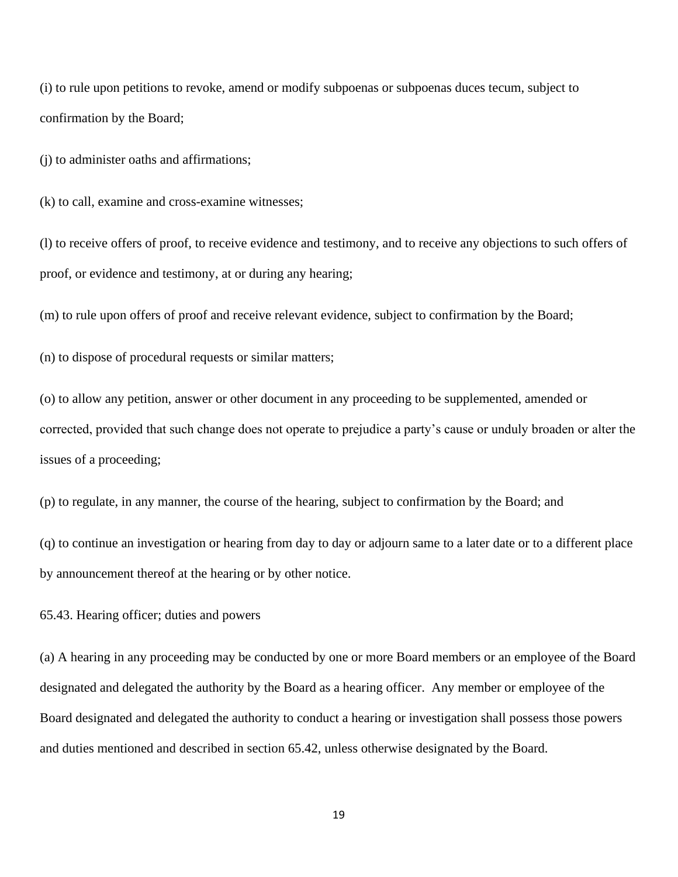(i) to rule upon petitions to revoke, amend or modify subpoenas or subpoenas duces tecum, subject to confirmation by the Board;

(j) to administer oaths and affirmations;

(k) to call, examine and cross-examine witnesses;

(l) to receive offers of proof, to receive evidence and testimony, and to receive any objections to such offers of proof, or evidence and testimony, at or during any hearing;

(m) to rule upon offers of proof and receive relevant evidence, subject to confirmation by the Board;

(n) to dispose of procedural requests or similar matters;

(o) to allow any petition, answer or other document in any proceeding to be supplemented, amended or corrected, provided that such change does not operate to prejudice a party's cause or unduly broaden or alter the issues of a proceeding;

(p) to regulate, in any manner, the course of the hearing, subject to confirmation by the Board; and

(q) to continue an investigation or hearing from day to day or adjourn same to a later date or to a different place by announcement thereof at the hearing or by other notice.

65.43. Hearing officer; duties and powers

(a) A hearing in any proceeding may be conducted by one or more Board members or an employee of the Board designated and delegated the authority by the Board as a hearing officer. Any member or employee of the Board designated and delegated the authority to conduct a hearing or investigation shall possess those powers and duties mentioned and described in section 65.42, unless otherwise designated by the Board.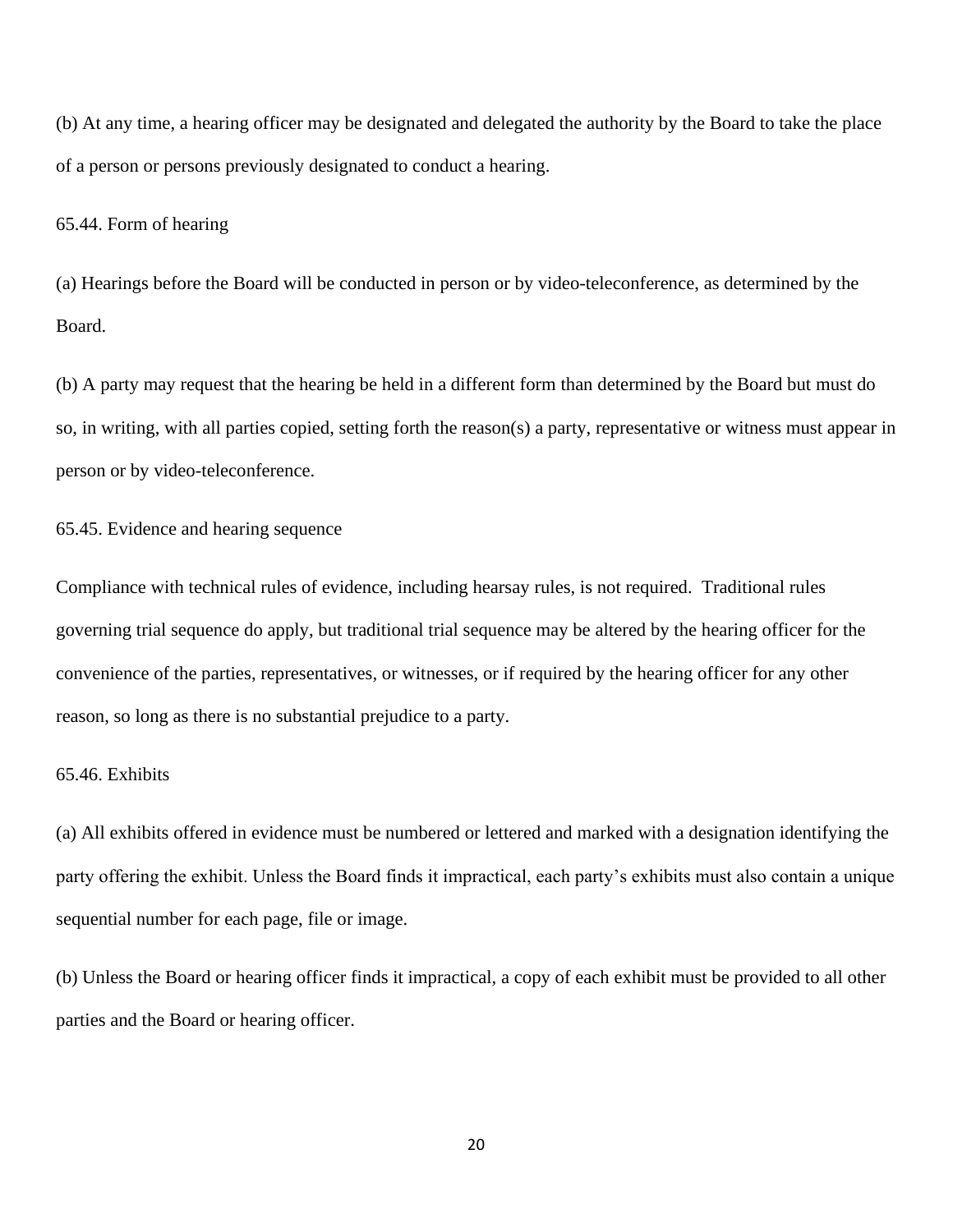(b) At any time, a hearing officer may be designated and delegated the authority by the Board to take the place of a person or persons previously designated to conduct a hearing.

65.44. Form of hearing

(a) Hearings before the Board will be conducted in person or by video-teleconference, as determined by the Board.

(b) A party may request that the hearing be held in a different form than determined by the Board but must do so, in writing, with all parties copied, setting forth the reason(s) a party, representative or witness must appear in person or by video-teleconference.

65.45. Evidence and hearing sequence

Compliance with technical rules of evidence, including hearsay rules, is not required. Traditional rules governing trial sequence do apply, but traditional trial sequence may be altered by the hearing officer for the convenience of the parties, representatives, or witnesses, or if required by the hearing officer for any other reason, so long as there is no substantial prejudice to a party.

65.46. Exhibits

(a) All exhibits offered in evidence must be numbered or lettered and marked with a designation identifying the party offering the exhibit. Unless the Board finds it impractical, each party's exhibits must also contain a unique sequential number for each page, file or image.

(b) Unless the Board or hearing officer finds it impractical, a copy of each exhibit must be provided to all other parties and the Board or hearing officer.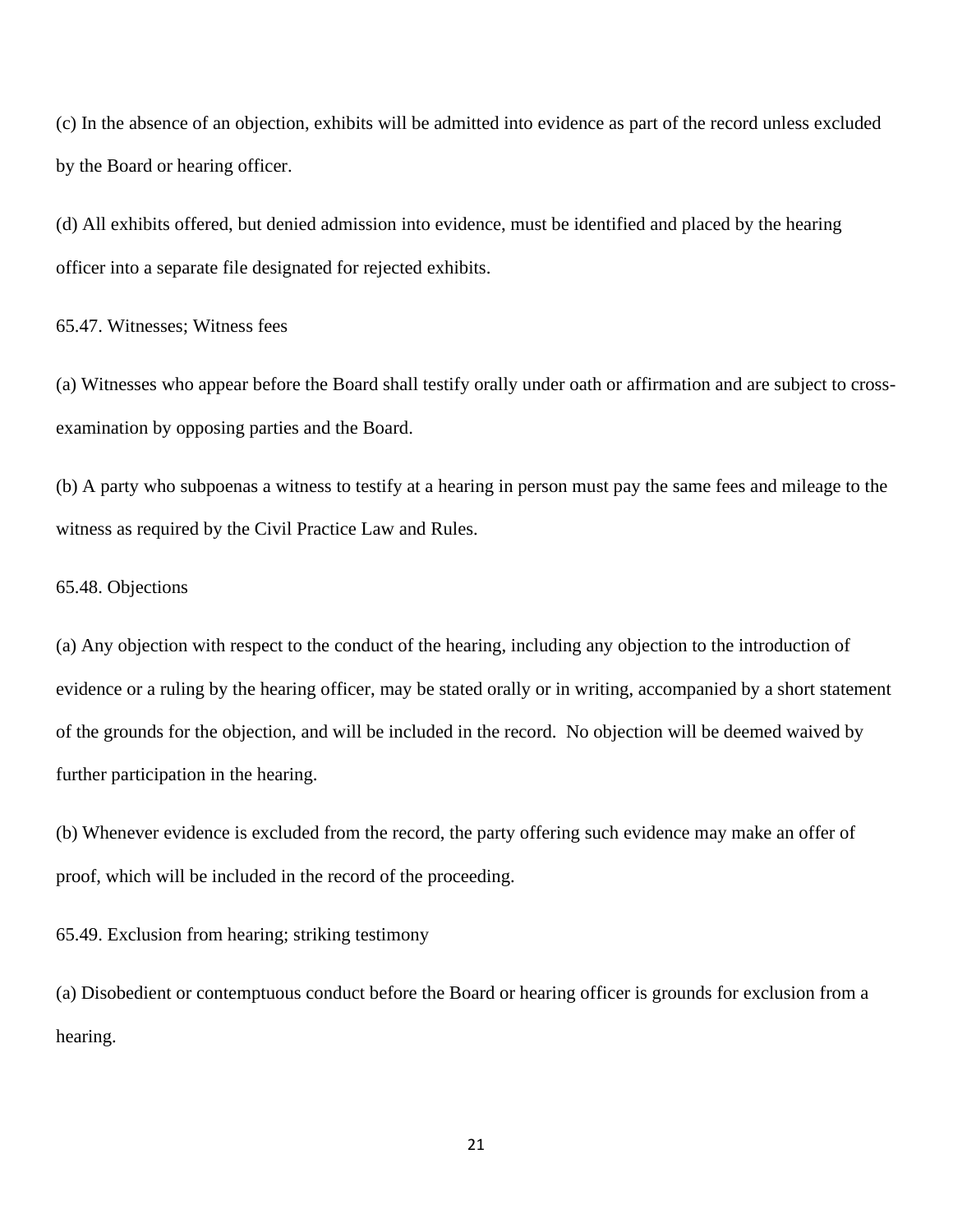(c) In the absence of an objection, exhibits will be admitted into evidence as part of the record unless excluded by the Board or hearing officer.

(d) All exhibits offered, but denied admission into evidence, must be identified and placed by the hearing officer into a separate file designated for rejected exhibits.

65.47. Witnesses; Witness fees

(a) Witnesses who appear before the Board shall testify orally under oath or affirmation and are subject to cross-examination by opposing parties and the Board.

(b) A party who subpoenas a witness to testify at a hearing in person must pay the same fees and mileage to the witness as required by the Civil Practice Law and Rules.

65.48. Objections

(a) Any objection with respect to the conduct of the hearing, including any objection to the introduction of evidence or a ruling by the hearing officer, may be stated orally or in writing, accompanied by a short statement of the grounds for the objection, and will be included in the record. No objection will be deemed waived by further participation in the hearing.

(b) Whenever evidence is excluded from the record, the party offering such evidence may make an offer of proof, which will be included in the record of the proceeding.

65.49. Exclusion from hearing; striking testimony

(a) Disobedient or contemptuous conduct before the Board or hearing officer is grounds for exclusion from a hearing.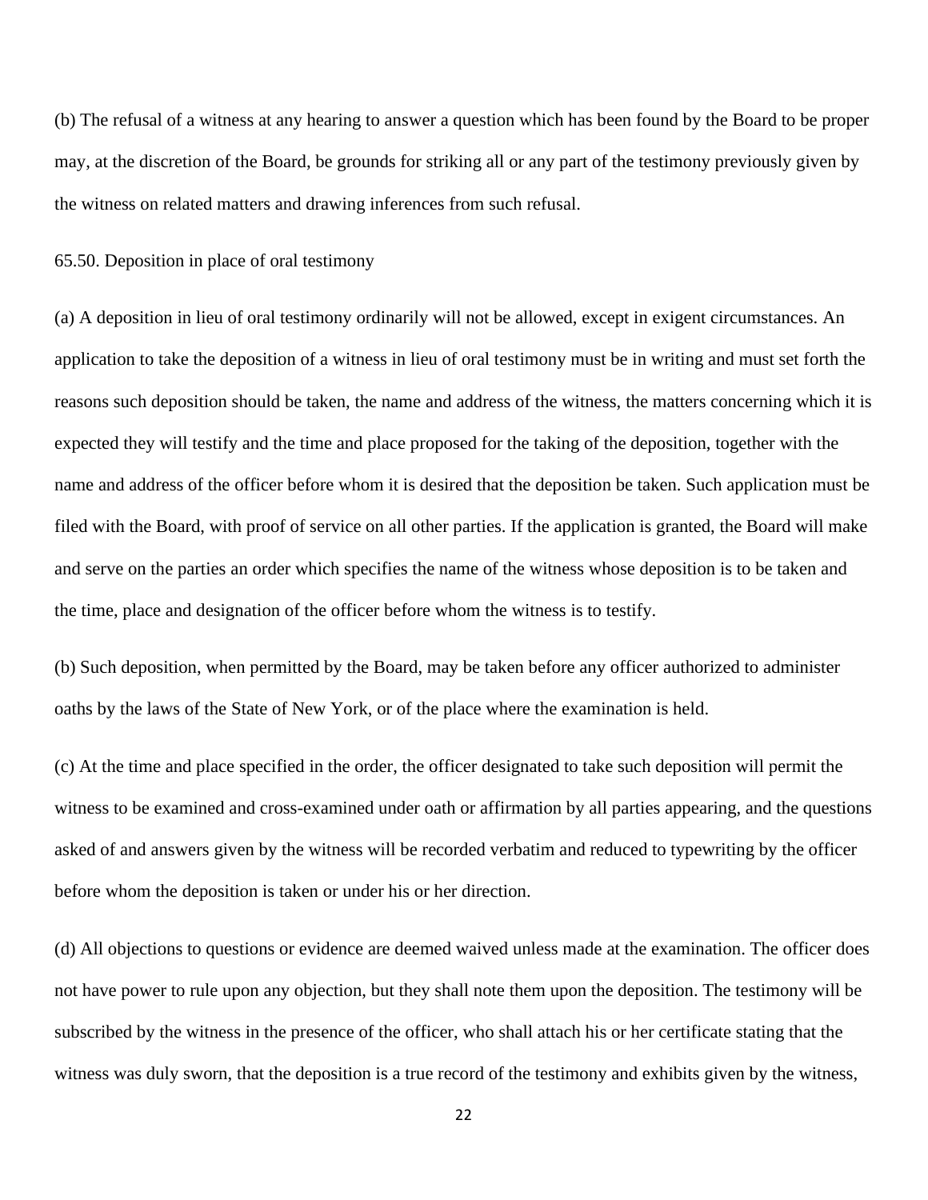(b) The refusal of a witness at any hearing to answer a question which has been found by the Board to be proper may, at the discretion of the Board, be grounds for striking all or any part of the testimony previously given by the witness on related matters and drawing inferences from such refusal.

65.50. Deposition in place of oral testimony

(a) A deposition in lieu of oral testimony ordinarily will not be allowed, except in exigent circumstances. An application to take the deposition of a witness in lieu of oral testimony must be in writing and must set forth the reasons such deposition should be taken, the name and address of the witness, the matters concerning which it is expected they will testify and the time and place proposed for the taking of the deposition, together with the name and address of the officer before whom it is desired that the deposition be taken. Such application must be filed with the Board, with proof of service on all other parties. If the application is granted, the Board will make and serve on the parties an order which specifies the name of the witness whose deposition is to be taken and the time, place and designation of the officer before whom the witness is to testify.

(b) Such deposition, when permitted by the Board, may be taken before any officer authorized to administer oaths by the laws of the State of New York, or of the place where the examination is held.

(c) At the time and place specified in the order, the officer designated to take such deposition will permit the witness to be examined and cross-examined under oath or affirmation by all parties appearing, and the questions asked of and answers given by the witness will be recorded verbatim and reduced to typewriting by the officer before whom the deposition is taken or under his or her direction.

(d) All objections to questions or evidence are deemed waived unless made at the examination. The officer does not have power to rule upon any objection, but they shall note them upon the deposition. The testimony will be subscribed by the witness in the presence of the officer, who shall attach his or her certificate stating that the witness was duly sworn, that the deposition is a true record of the testimony and exhibits given by the witness,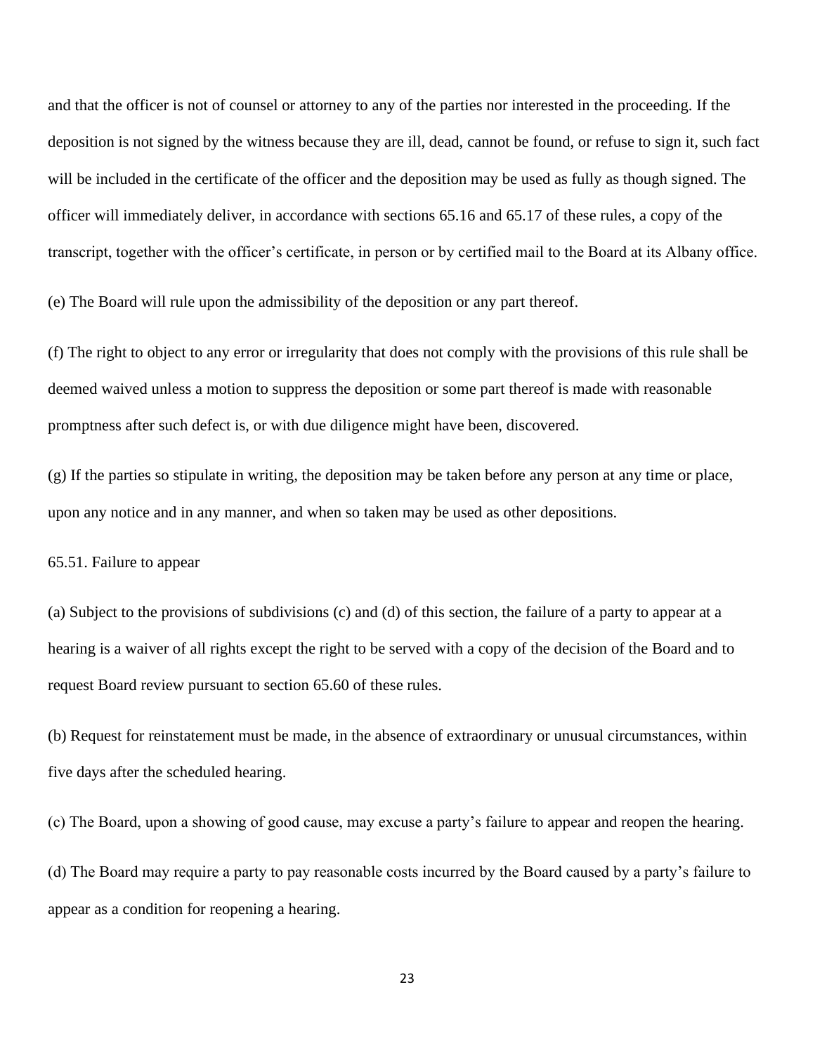and that the officer is not of counsel or attorney to any of the parties nor interested in the proceeding. If the deposition is not signed by the witness because they are ill, dead, cannot be found, or refuse to sign it, such fact will be included in the certificate of the officer and the deposition may be used as fully as though signed. The officer will immediately deliver, in accordance with sections 65.16 and 65.17 of these rules, a copy of the transcript, together with the officer's certificate, in person or by certified mail to the Board at its Albany office.

(e) The Board will rule upon the admissibility of the deposition or any part thereof.

(f) The right to object to any error or irregularity that does not comply with the provisions of this rule shall be deemed waived unless a motion to suppress the deposition or some part thereof is made with reasonable promptness after such defect is, or with due diligence might have been, discovered.

(g) If the parties so stipulate in writing, the deposition may be taken before any person at any time or place, upon any notice and in any manner, and when so taken may be used as other depositions.

65.51. Failure to appear

(a) Subject to the provisions of subdivisions (c) and (d) of this section, the failure of a party to appear at a hearing is a waiver of all rights except the right to be served with a copy of the decision of the Board and to request Board review pursuant to section 65.60 of these rules.

(b) Request for reinstatement must be made, in the absence of extraordinary or unusual circumstances, within five days after the scheduled hearing.

(c) The Board, upon a showing of good cause, may excuse a party's failure to appear and reopen the hearing.

(d) The Board may require a party to pay reasonable costs incurred by the Board caused by a party's failure to appear as a condition for reopening a hearing.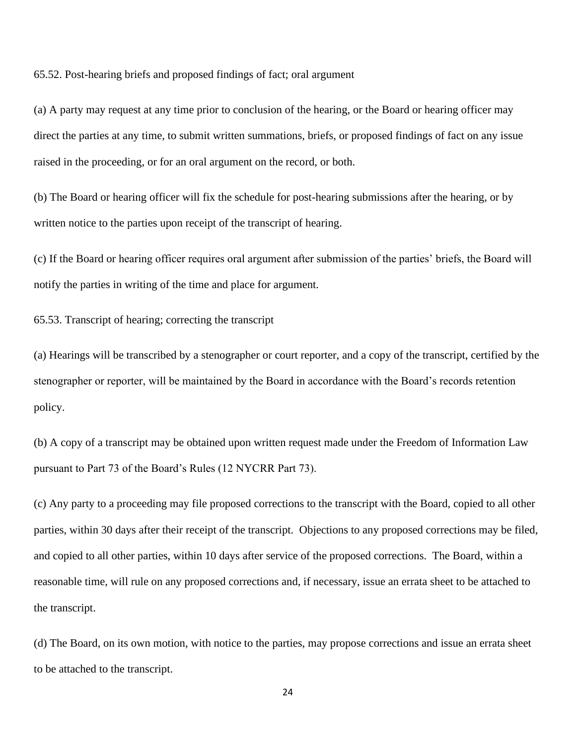65.52. Post-hearing briefs and proposed findings of fact; oral argument

(a) A party may request at any time prior to conclusion of the hearing, or the Board or hearing officer may direct the parties at any time, to submit written summations, briefs, or proposed findings of fact on any issue raised in the proceeding, or for an oral argument on the record, or both.

(b) The Board or hearing officer will fix the schedule for post-hearing submissions after the hearing, or by written notice to the parties upon receipt of the transcript of hearing.

(c) If the Board or hearing officer requires oral argument after submission of the parties' briefs, the Board will notify the parties in writing of the time and place for argument.

65.53. Transcript of hearing; correcting the transcript

(a) Hearings will be transcribed by a stenographer or court reporter, and a copy of the transcript, certified by the stenographer or reporter, will be maintained by the Board in accordance with the Board's records retention policy.

(b) A copy of a transcript may be obtained upon written request made under the Freedom of Information Law pursuant to Part 73 of the Board's Rules (12 NYCRR Part 73).

(c) Any party to a proceeding may file proposed corrections to the transcript with the Board, copied to all other parties, within 30 days after their receipt of the transcript. Objections to any proposed corrections may be filed, and copied to all other parties, within 10 days after service of the proposed corrections. The Board, within a reasonable time, will rule on any proposed corrections and, if necessary, issue an errata sheet to be attached to the transcript.

(d) The Board, on its own motion, with notice to the parties, may propose corrections and issue an errata sheet to be attached to the transcript.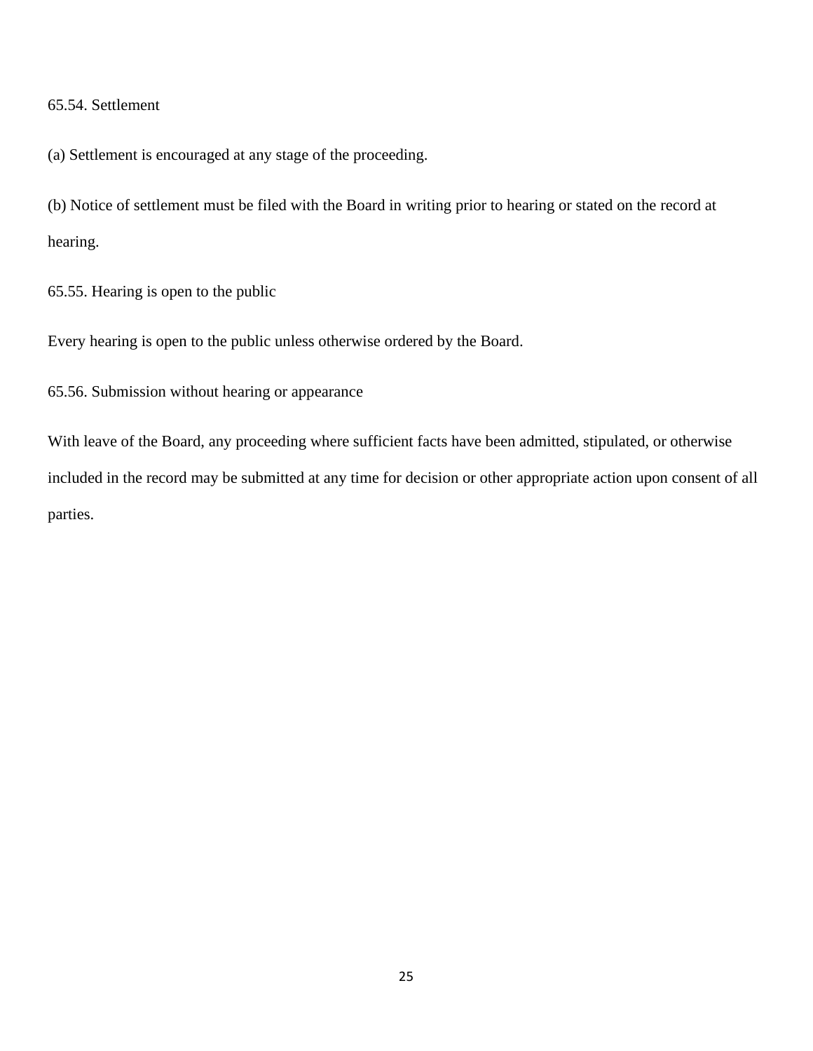65.54. Settlement

(a) Settlement is encouraged at any stage of the proceeding.

(b) Notice of settlement must be filed with the Board in writing prior to hearing or stated on the record at hearing.

65.55. Hearing is open to the public

Every hearing is open to the public unless otherwise ordered by the Board.

65.56. Submission without hearing or appearance

With leave of the Board, any proceeding where sufficient facts have been admitted, stipulated, or otherwise included in the record may be submitted at any time for decision or other appropriate action upon consent of all parties.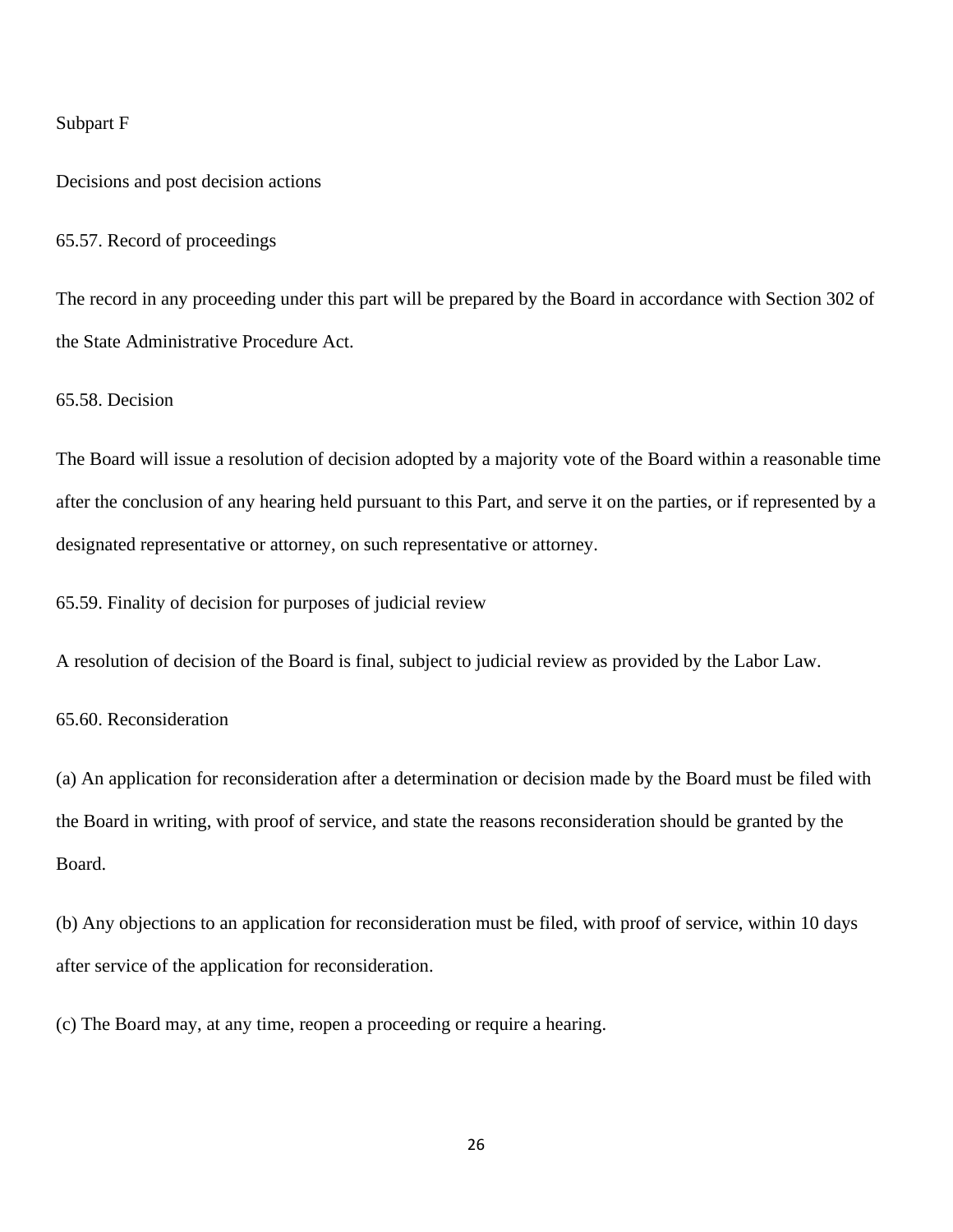## Subpart F

## Decisions and post decision actions

### 65.57. Record of proceedings

The record in any proceeding under this part will be prepared by the Board in accordance with Section 302 of the State Administrative Procedure Act.

### 65.58. Decision

The Board will issue a resolution of decision adopted by a majority vote of the Board within a reasonable time after the conclusion of any hearing held pursuant to this Part, and serve it on the parties, or if represented by a designated representative or attorney, on such representative or attorney.

### 65.59. Finality of decision for purposes of judicial review

A resolution of decision of the Board is final, subject to judicial review as provided by the Labor Law.

### 65.60. Reconsideration

(a) An application for reconsideration after a determination or decision made by the Board must be filed with the Board in writing, with proof of service, and state the reasons reconsideration should be granted by the Board.

(b) Any objections to an application for reconsideration must be filed, with proof of service, within 10 days after service of the application for reconsideration.

(c) The Board may, at any time, reopen a proceeding or require a hearing.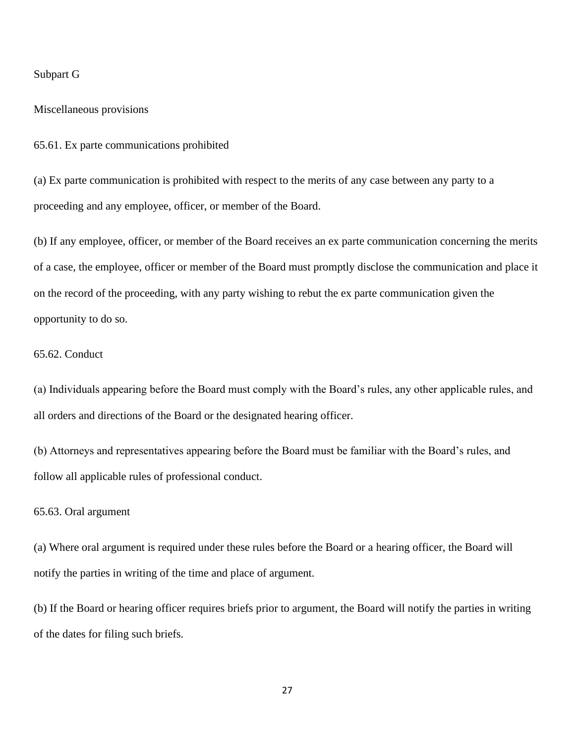## Subpart G

## Miscellaneous provisions

### 65.61. Ex parte communications prohibited

(a) Ex parte communication is prohibited with respect to the merits of any case between any party to a proceeding and any employee, officer, or member of the Board.

(b) If any employee, officer, or member of the Board receives an ex parte communication concerning the merits of a case, the employee, officer or member of the Board must promptly disclose the communication and place it on the record of the proceeding, with any party wishing to rebut the ex parte communication given the opportunity to do so.

### 65.62. Conduct

(a) Individuals appearing before the Board must comply with the Board's rules, any other applicable rules, and all orders and directions of the Board or the designated hearing officer.

(b) Attorneys and representatives appearing before the Board must be familiar with the Board's rules, and follow all applicable rules of professional conduct.

### 65.63. Oral argument

(a) Where oral argument is required under these rules before the Board or a hearing officer, the Board will notify the parties in writing of the time and place of argument.

(b) If the Board or hearing officer requires briefs prior to argument, the Board will notify the parties in writing of the dates for filing such briefs.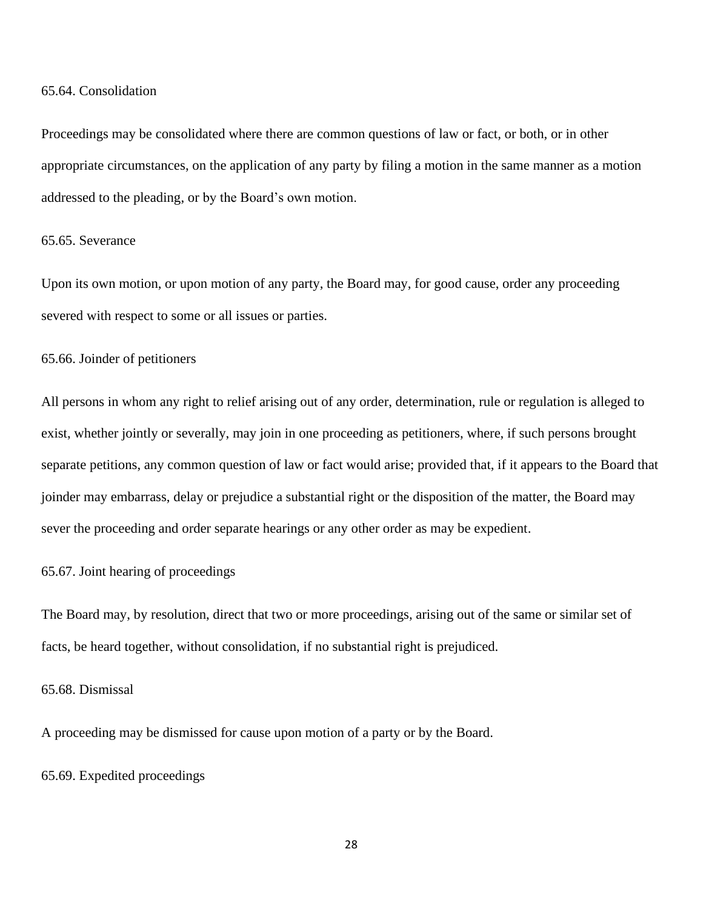### 65.64. Consolidation

Proceedings may be consolidated where there are common questions of law or fact, or both, or in other appropriate circumstances, on the application of any party by filing a motion in the same manner as a motion addressed to the pleading, or by the Board's own motion.

### 65.65. Severance

Upon its own motion, or upon motion of any party, the Board may, for good cause, order any proceeding severed with respect to some or all issues or parties.

### 65.66. Joinder of petitioners

All persons in whom any right to relief arising out of any order, determination, rule or regulation is alleged to exist, whether jointly or severally, may join in one proceeding as petitioners, where, if such persons brought separate petitions, any common question of law or fact would arise; provided that, if it appears to the Board that joinder may embarrass, delay or prejudice a substantial right or the disposition of the matter, the Board may sever the proceeding and order separate hearings or any other order as may be expedient.

### 65.67. Joint hearing of proceedings

The Board may, by resolution, direct that two or more proceedings, arising out of the same or similar set of facts, be heard together, without consolidation, if no substantial right is prejudiced.

### 65.68. Dismissal

A proceeding may be dismissed for cause upon motion of a party or by the Board.

### 65.69. Expedited proceedings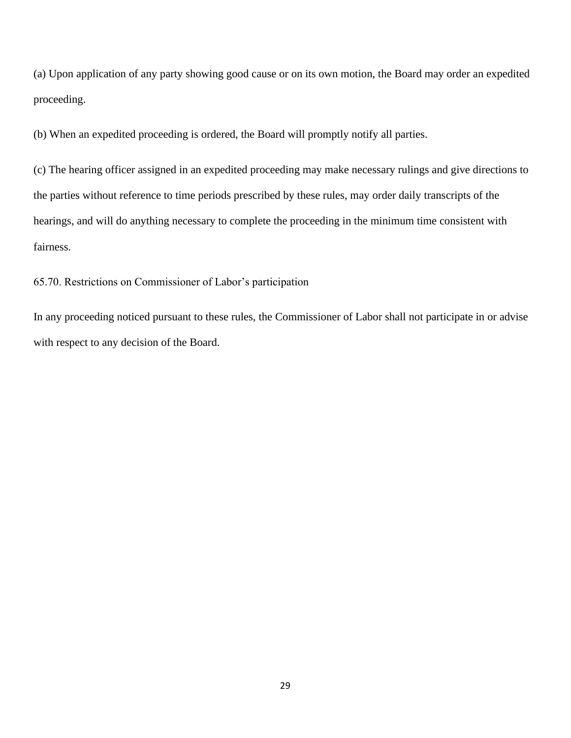(a) Upon application of any party showing good cause or on its own motion, the Board may order an expedited proceeding.

(b) When an expedited proceeding is ordered, the Board will promptly notify all parties.

(c) The hearing officer assigned in an expedited proceeding may make necessary rulings and give directions to the parties without reference to time periods prescribed by these rules, may order daily transcripts of the hearings, and will do anything necessary to complete the proceeding in the minimum time consistent with fairness.

## 65.70. Restrictions on Commissioner of Labor's participation

In any proceeding noticed pursuant to these rules, the Commissioner of Labor shall not participate in or advise with respect to any decision of the Board.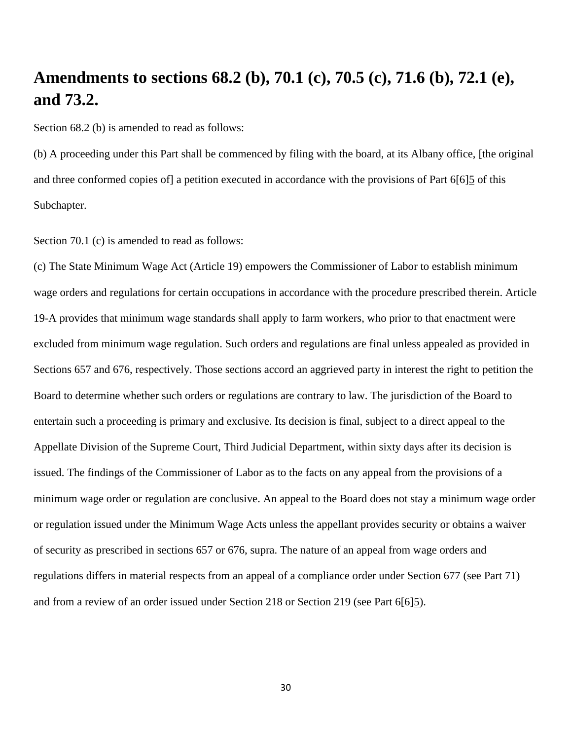# Amendments to sections 68.2 (b), 70.1 (c), 70.5 (c), 71.6 (b), 72.1 (e), and 73.2.

Section 68.2 (b) is amended to read as follows:

(b) A proceeding under this Part shall be commenced by filing with the board, at its Albany office, [the original and three conformed copies of] a petition executed in accordance with the provisions of Part 6[6]5 of this Subchapter.

Section 70.1 (c) is amended to read as follows:

(c) The State Minimum Wage Act (Article 19) empowers the Commissioner of Labor to establish minimum wage orders and regulations for certain occupations in accordance with the procedure prescribed therein. Article 19-A provides that minimum wage standards shall apply to farm workers, who prior to that enactment were excluded from minimum wage regulation. Such orders and regulations are final unless appealed as provided in Sections 657 and 676, respectively. Those sections accord an aggrieved party in interest the right to petition the Board to determine whether such orders or regulations are contrary to law. The jurisdiction of the Board to entertain such a proceeding is primary and exclusive. Its decision is final, subject to a direct appeal to the Appellate Division of the Supreme Court, Third Judicial Department, within sixty days after its decision is issued. The findings of the Commissioner of Labor as to the facts on any appeal from the provisions of a minimum wage order or regulation are conclusive. An appeal to the Board does not stay a minimum wage order or regulation issued under the Minimum Wage Acts unless the appellant provides security or obtains a waiver of security as prescribed in sections 657 or 676, supra. The nature of an appeal from wage orders and regulations differs in material respects from an appeal of a compliance order under Section 677 (see Part 71) and from a review of an order issued under Section 218 or Section 219 (see Part 6[6]5).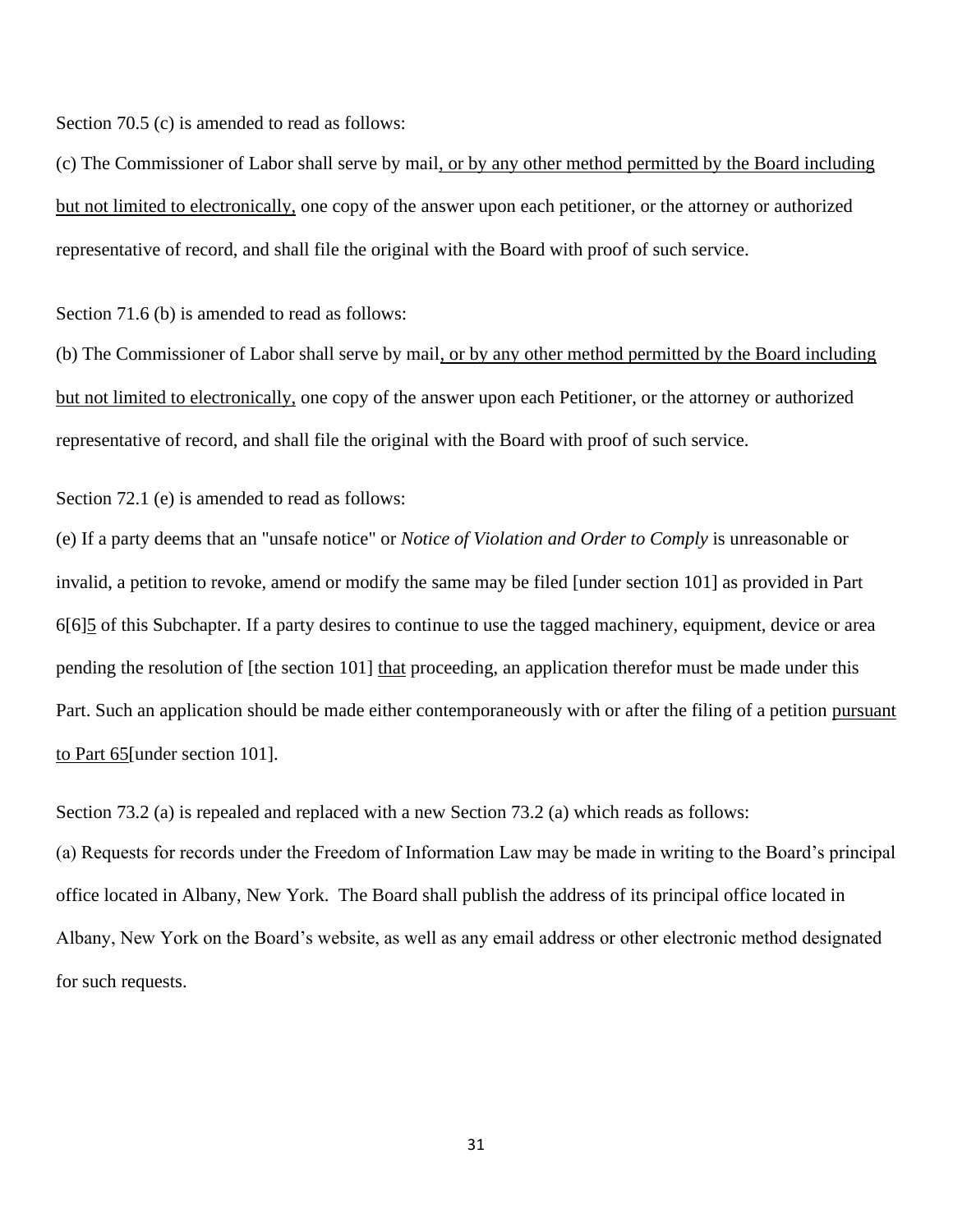Section 70.5 (c) is amended to read as follows:

(c) The Commissioner of Labor shall serve by mail, or by any other method permitted by the Board including but not limited to electronically, one copy of the answer upon each petitioner, or the attorney or authorized representative of record, and shall file the original with the Board with proof of such service.

Section 71.6 (b) is amended to read as follows:

(b) The Commissioner of Labor shall serve by mail, or by any other method permitted by the Board including but not limited to electronically, one copy of the answer upon each Petitioner, or the attorney or authorized representative of record, and shall file the original with the Board with proof of such service.

Section 72.1 (e) is amended to read as follows:

(e) If a party deems that an "unsafe notice" or *Notice of Violation and Order to Comply* is unreasonable or invalid, a petition to revoke, amend or modify the same may be filed [under section 101] as provided in Part 6[6]5 of this Subchapter. If a party desires to continue to use the tagged machinery, equipment, device or area pending the resolution of [the section 101] that proceeding, an application therefor must be made under this Part. Such an application should be made either contemporaneously with or after the filing of a petition pursuant to Part 65[under section 101].

Section 73.2 (a) is repealed and replaced with a new Section 73.2 (a) which reads as follows:

(a) Requests for records under the Freedom of Information Law may be made in writing to the Board's principal office located in Albany, New York. The Board shall publish the address of its principal office located in Albany, New York on the Board's website, as well as any email address or other electronic method designated for such requests.